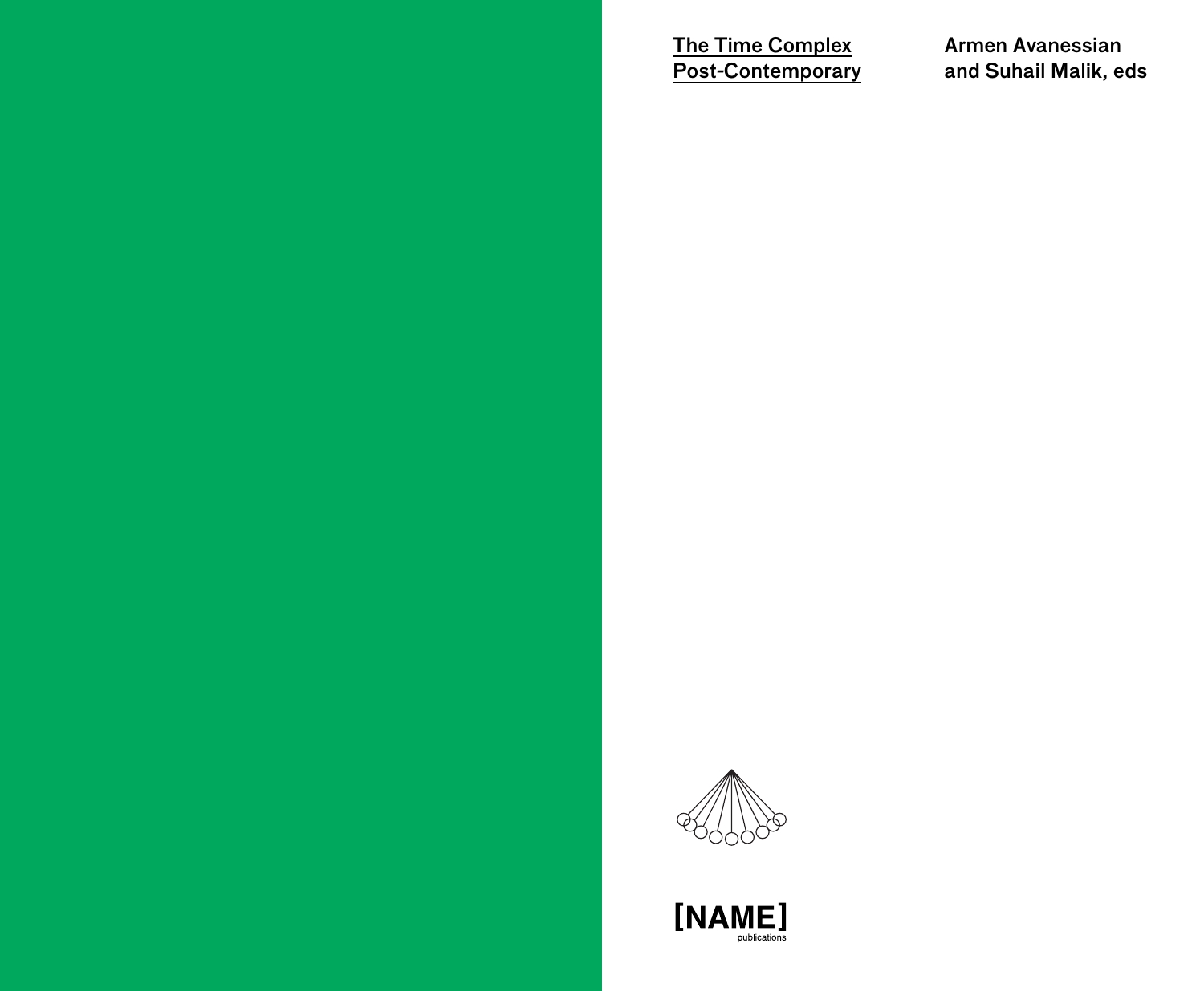# The Time Complex Post-Contemporary

Armen Avanessian and Suhail Malik, eds

[NAME] publications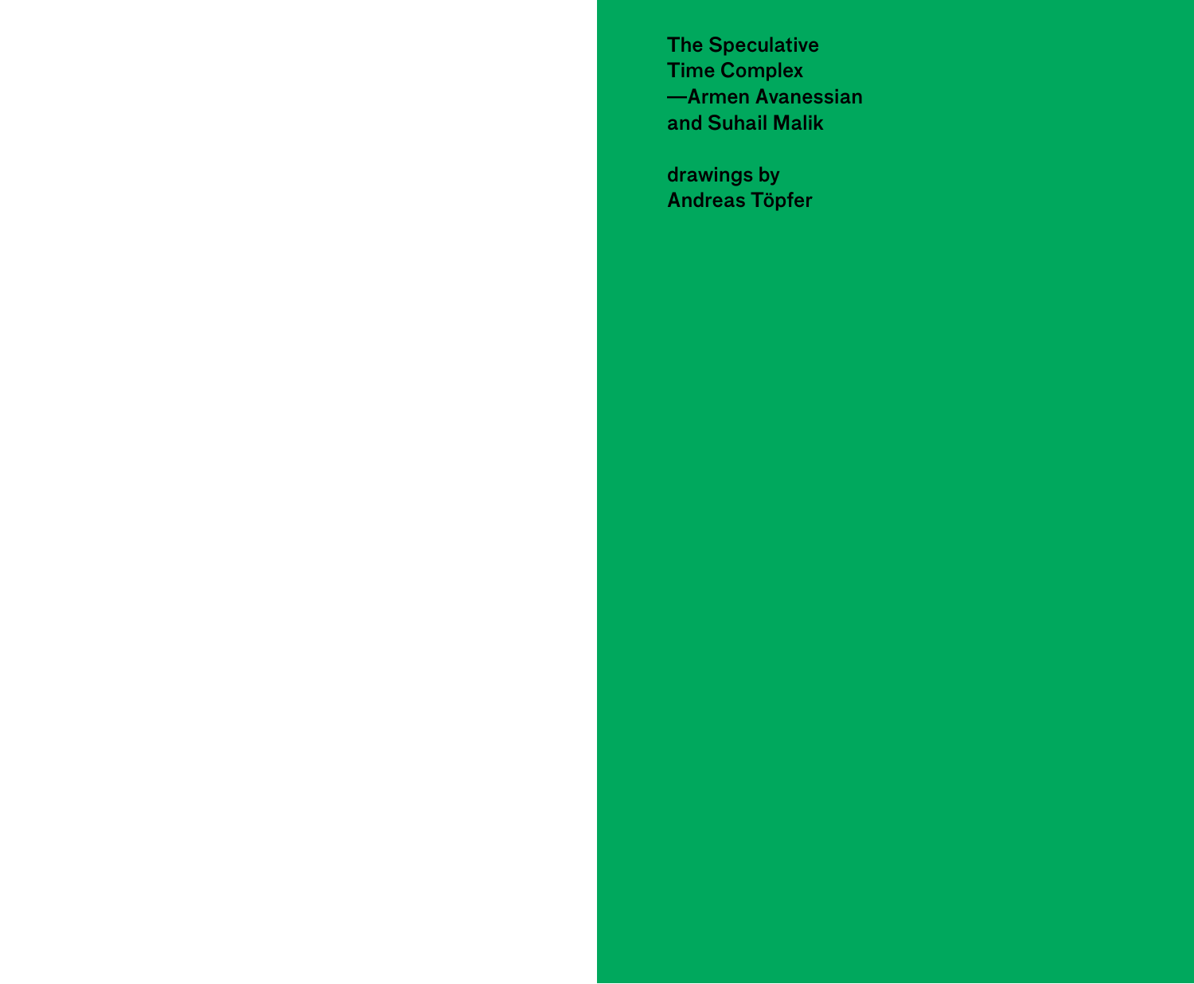The Speculative
Time Complex
—Armen Avanessian
and Suhail Malik

drawings by
Andreas Töpfer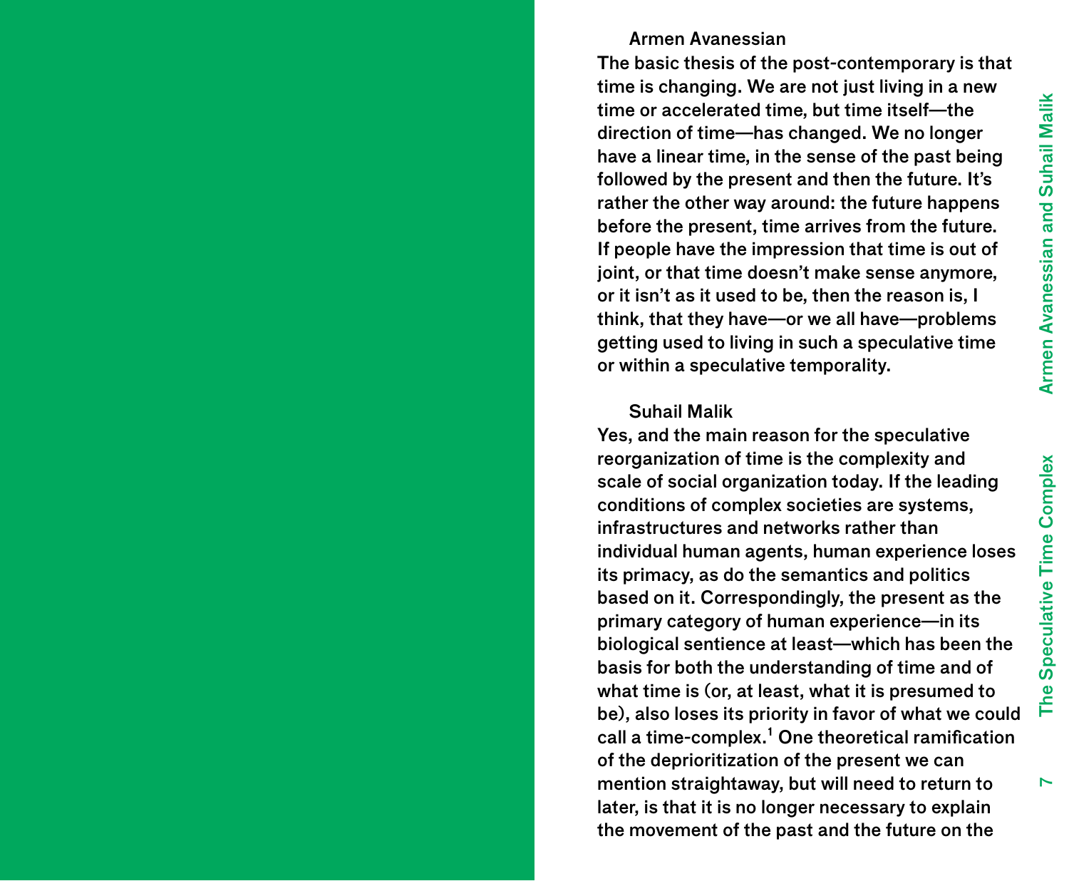Armen Avanessian

The basic thesis of the post-contemporary is that time is changing. We are not just living in a new time or accelerated time, but time itself—the direction of time—has changed. We no longer have a linear time, in the sense of the past being followed by the present and then the future. It's rather the other way around: the future happens before the present, time arrives from the future. If people have the impression that time is out of joint, or that time doesn't make sense anymore, or it isn't as it used to be, then the reason is, I think, that they have—or we all have—problems getting used to living in such a speculative time or within a speculative temporality.

Suhail Malik

Yes, and the main reason for the speculative reorganization of time is the complexity and scale of social organization today. If the leading conditions of complex societies are systems, infrastructures and networks rather than individual human agents, human experience loses its primacy, as do the semantics and politics based on it. Correspondingly, the present as the primary category of human experience—in its biological sentience at least—which has been the basis for both the understanding of time and of what time is (or, at least, what it is presumed to be), also loses its priority in favor of what we could call a time-complex.[1] One theoretical ramification of the deprioritization of the present we can mention straightaway, but will need to return to later, is that it is no longer necessary to explain the movement of the past and the future on the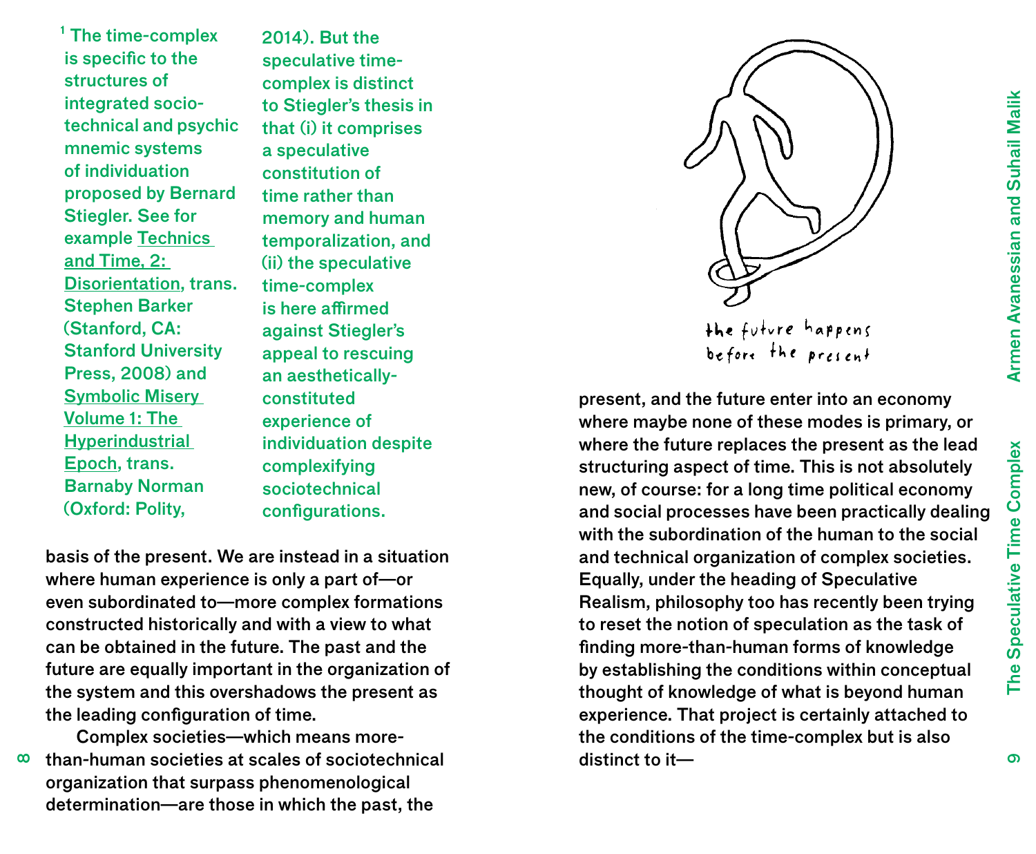[1] The time-complex is specific to the structures of integrated socio-technical and psychic mnemic systems of individuation proposed by Bernard Stiegler. See for example Technics and Time, 2: Disorientation, trans. Stephen Barker (Stanford, CA: Stanford University Press, 2008) and Symbolic Misery Volume 1: The Hyperindustrial Epoch, trans. Barnaby Norman (Oxford: Polity, 2014). But the speculative time-complex is distinct to Stiegler's thesis in that (i) it comprises a speculative constitution of time rather than memory and human temporalization, and (ii) the speculative time-complex is here affirmed against Stiegler's appeal to rescuing an aesthetically-constituted experience of individuation despite complexifying sociotechnical configurations.

basis of the present. We are instead in a situation where human experience is only a part of—or even subordinated to—more complex formations constructed historically and with a view to what can be obtained in the future. The past and the future are equally important in the organization of the system and this overshadows the present as the leading configuration of time.

Complex societies—which means more-than-human societies at scales of sociotechnical organization that surpass phenomenological determination—are those in which the past, the present, and the future enter into an economy where maybe none of these modes is primary, or where the future replaces the present as the lead structuring aspect of time. This is not absolutely new, of course: for a long time political economy and social processes have been practically dealing with the subordination of the human to the social and technical organization of complex societies. Equally, under the heading of Speculative Realism, philosophy too has recently been trying to reset the notion of speculation as the task of finding more-than-human forms of knowledge by establishing the conditions within conceptual thought of knowledge of what is beyond human experience. That project is certainly attached to the conditions of the time-complex but is also distinct to it—

the future happens before the present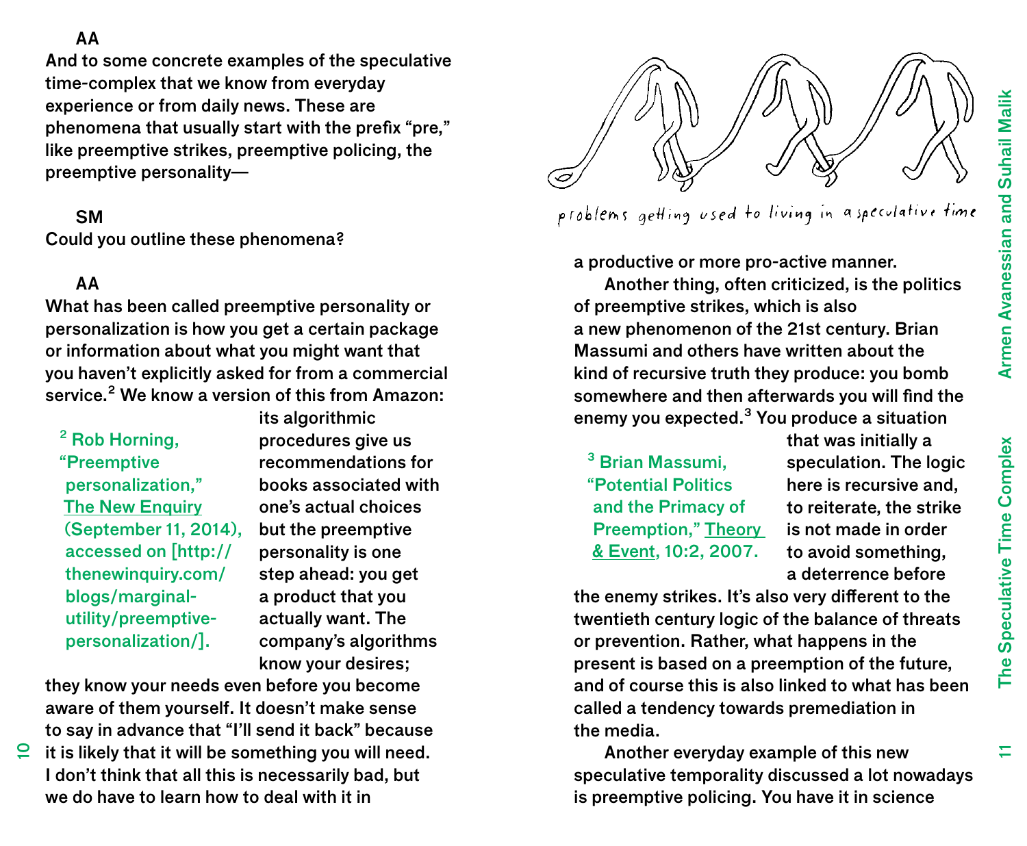**AA**
And to some concrete examples of the speculative time-complex that we know from everyday experience or from daily news. These are phenomena that usually start with the prefix "pre," like preemptive strikes, preemptive policing, the preemptive personality—

**SM**
Could you outline these phenomena?

**AA**
What has been called preemptive personality or personalization is how you get a certain package or information about what you might want that you haven't explicitly asked for from a commercial service.[2] We know a version of this from Amazon: its algorithmic procedures give us recommendations for books associated with one's actual choices but the preemptive personality is one step ahead: you get a product that you actually want. The company's algorithms know your desires; they know your needs even before you become aware of them yourself. It doesn't make sense to say in advance that "I'll send it back" because it is likely that it will be something you will need. I don't think that all this is necessarily bad, but we do have to learn how to deal with it in a productive or more pro-active manner.

[2] Rob Horning, "Preemptive personalization," The New Enquiry (September 11, 2014), accessed on [http://thenewinquiry.com/blogs/marginal-utility/preemptive-personalization/].

problems getting used to living in a speculative time

Another thing, often criticized, is the politics of preemptive strikes, which is also a new phenomenon of the 21st century. Brian Massumi and others have written about the kind of recursive truth they produce: you bomb somewhere and then afterwards you will find the enemy you expected.[3] You produce a situation that was initially a speculation. The logic here is recursive and, to reiterate, the strike is not made in order to avoid something, a deterrence before the enemy strikes. It's also very different to the twentieth century logic of the balance of threats or prevention. Rather, what happens in the present is based on a preemption of the future, and of course this is also linked to what has been called a tendency towards premediation in the media.

[3] Brian Massumi, "Potential Politics and the Primacy of Preemption," Theory & Event, 10:2, 2007.

Another everyday example of this new speculative temporality discussed a lot nowadays is preemptive policing. You have it in science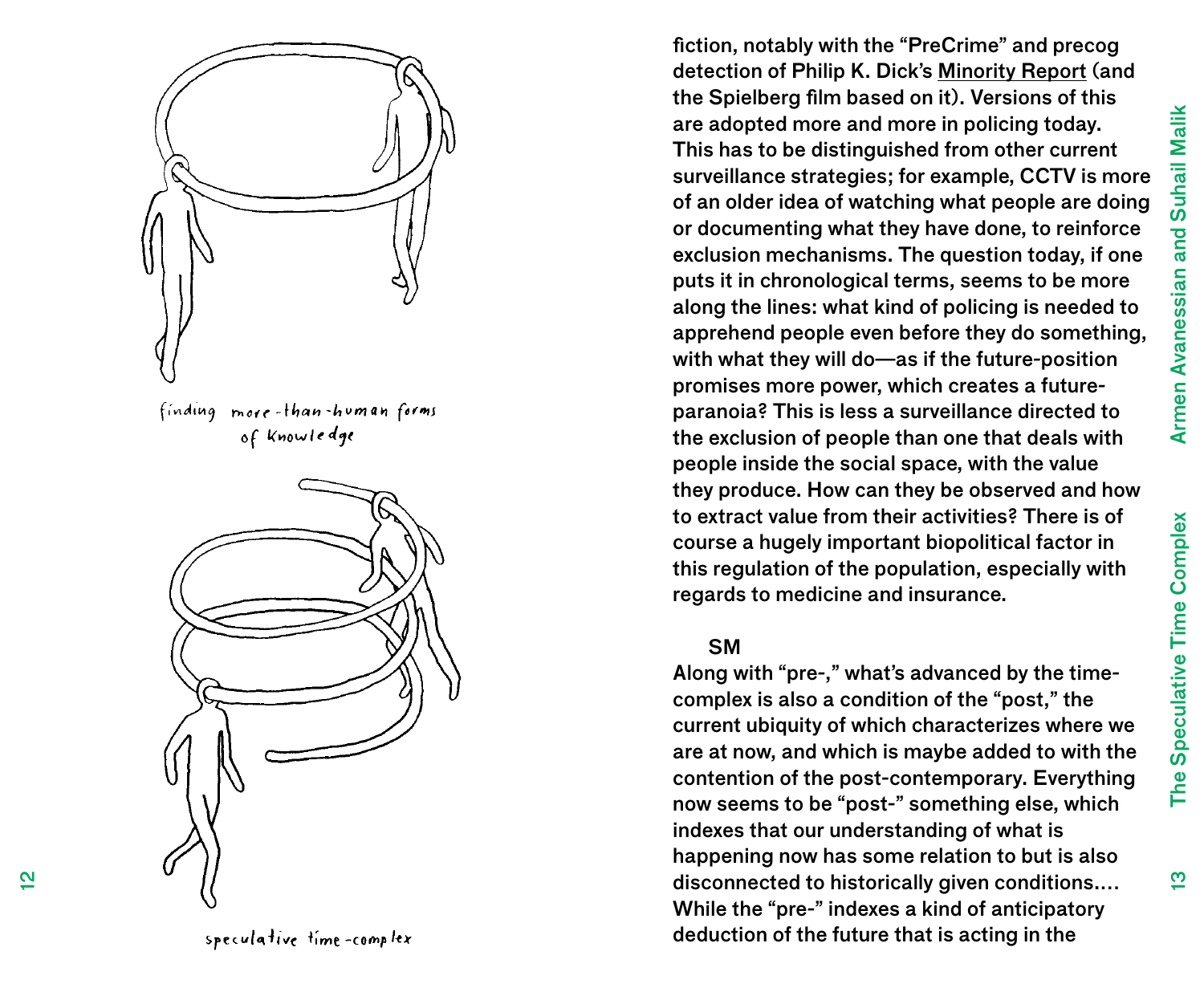finding more-than-human forms of knowledge

speculative time-complex

fiction, notably with the "PreCrime" and precog detection of Philip K. Dick's Minority Report (and the Spielberg film based on it). Versions of this are adopted more and more in policing today. This has to be distinguished from other current surveillance strategies; for example, CCTV is more of an older idea of watching what people are doing or documenting what they have done, to reinforce exclusion mechanisms. The question today, if one puts it in chronological terms, seems to be more along the lines: what kind of policing is needed to apprehend people even before they do something, with what they will do—as if the future-position promises more power, which creates a future-paranoia? This is less a surveillance directed to the exclusion of people than one that deals with people inside the social space, with the value they produce. How can they be observed and how to extract value from their activities? There is of course a hugely important biopolitical factor in this regulation of the population, especially with regards to medicine and insurance.

**SM**

Along with "pre-," what's advanced by the time-complex is also a condition of the "post," the current ubiquity of which characterizes where we are at now, and which is maybe added to with the contention of the post-contemporary. Everything now seems to be "post-" something else, which indexes that our understanding of what is happening now has some relation to but is also disconnected to historically given conditions.... While the "pre-" indexes a kind of anticipatory deduction of the future that is acting in the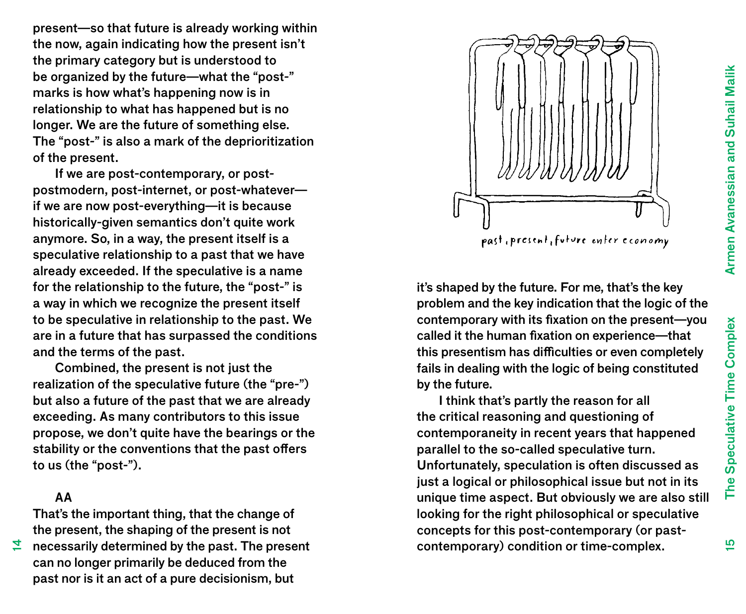present—so that future is already working within the now, again indicating how the present isn't the primary category but is understood to be organized by the future—what the "post-" marks is how what's happening now is in relationship to what has happened but is no longer. We are the future of something else. The "post-" is also a mark of the deprioritization of the present.

If we are post-contemporary, or post-postmodern, post-internet, or post-whatever—if we are now post-everything—it is because historically-given semantics don't quite work anymore. So, in a way, the present itself is a speculative relationship to a past that we have already exceeded. If the speculative is a name for the relationship to the future, the "post-" is a way in which we recognize the present itself to be speculative in relationship to the past. We are in a future that has surpassed the conditions and the terms of the past.

Combined, the present is not just the realization of the speculative future (the "pre-") but also a future of the past that we are already exceeding. As many contributors to this issue propose, we don't quite have the bearings or the stability or the conventions that the past offers to us (the "post-").

**AA**
That's the important thing, that the change of the present, the shaping of the present is not necessarily determined by the past. The present can no longer primarily be deduced from the past nor is it an act of a pure decisionism, but it's shaped by the future. For me, that's the key problem and the key indication that the logic of the contemporary with its fixation on the present—you called it the human fixation on experience—that this presentism has difficulties or even completely fails in dealing with the logic of being constituted by the future.

past, present, future enter economy

I think that's partly the reason for all the critical reasoning and questioning of contemporaneity in recent years that happened parallel to the so-called speculative turn. Unfortunately, speculation is often discussed as just a logical or philosophical issue but not in its unique time aspect. But obviously we are also still looking for the right philosophical or speculative concepts for this post-contemporary (or past-contemporary) condition or time-complex.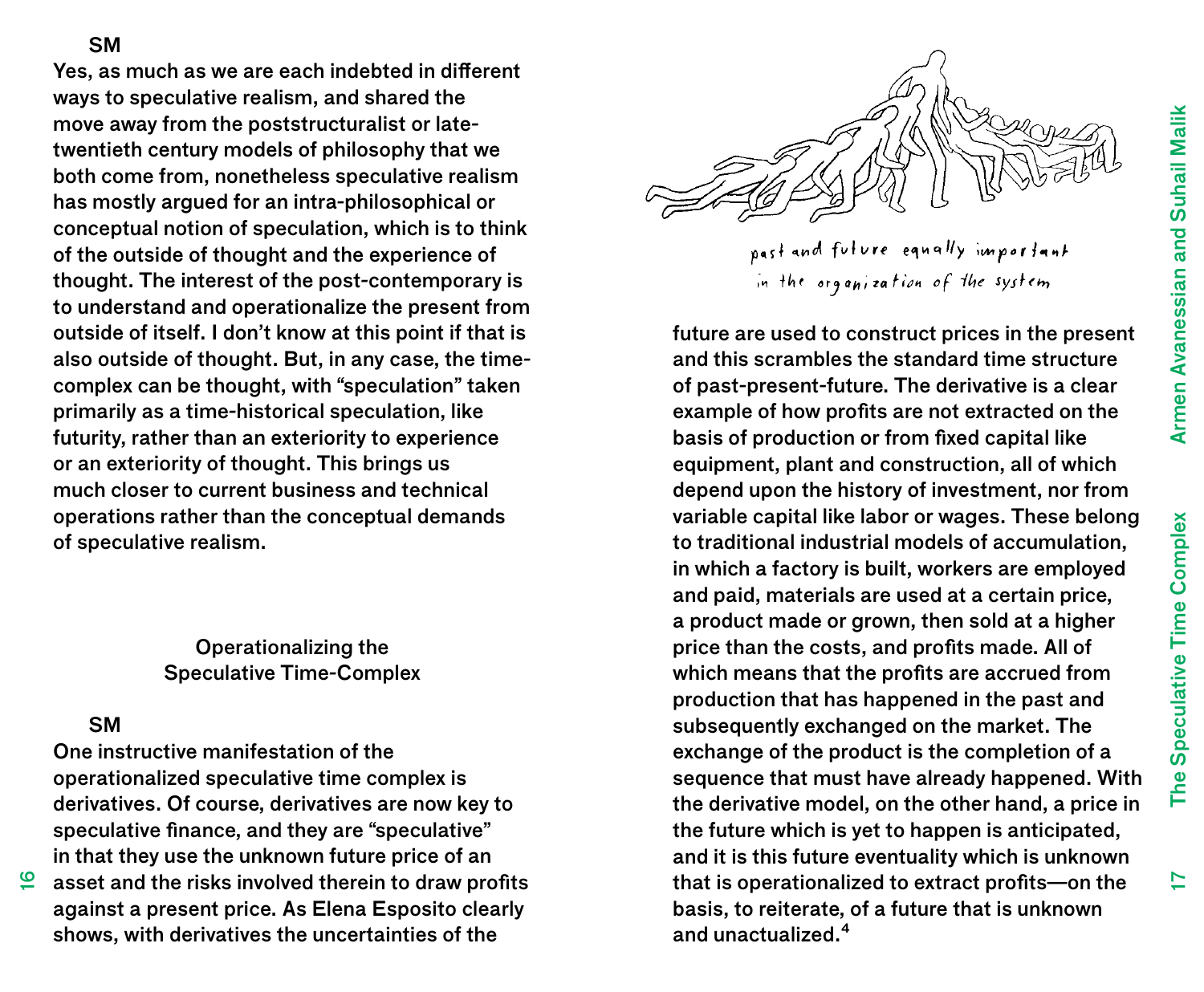**SM**
Yes, as much as we are each indebted in different ways to speculative realism, and shared the move away from the poststructuralist or late-twentieth century models of philosophy that we both come from, nonetheless speculative realism has mostly argued for an intra-philosophical or conceptual notion of speculation, which is to think of the outside of thought and the experience of thought. The interest of the post-contemporary is to understand and operationalize the present from outside of itself. I don't know at this point if that is also outside of thought. But, in any case, the time-complex can be thought, with "speculation" taken primarily as a time-historical speculation, like futurity, rather than an exteriority to experience or an exteriority of thought. This brings us much closer to current business and technical operations rather than the conceptual demands of speculative realism.

## Operationalizing the Speculative Time-Complex

**SM**
One instructive manifestation of the operationalized speculative time complex is derivatives. Of course, derivatives are now key to speculative finance, and they are "speculative" in that they use the unknown future price of an asset and the risks involved therein to draw profits against a present price. As Elena Esposito clearly shows, with derivatives the uncertainties of the future are used to construct prices in the present and this scrambles the standard time structure of past-present-future. The derivative is a clear example of how profits are not extracted on the basis of production or from fixed capital like equipment, plant and construction, all of which depend upon the history of investment, nor from variable capital like labor or wages. These belong to traditional industrial models of accumulation, in which a factory is built, workers are employed and paid, materials are used at a certain price, a product made or grown, then sold at a higher price than the costs, and profits made. All of which means that the profits are accrued from production that has happened in the past and subsequently exchanged on the market. The exchange of the product is the completion of a sequence that must have already happened. With the derivative model, on the other hand, a price in the future which is yet to happen is anticipated, and it is this future eventuality which is unknown that is operationalized to extract profits—on the basis, to reiterate, of a future that is unknown and unactualized.[4]

past and future equally important in the organization of the system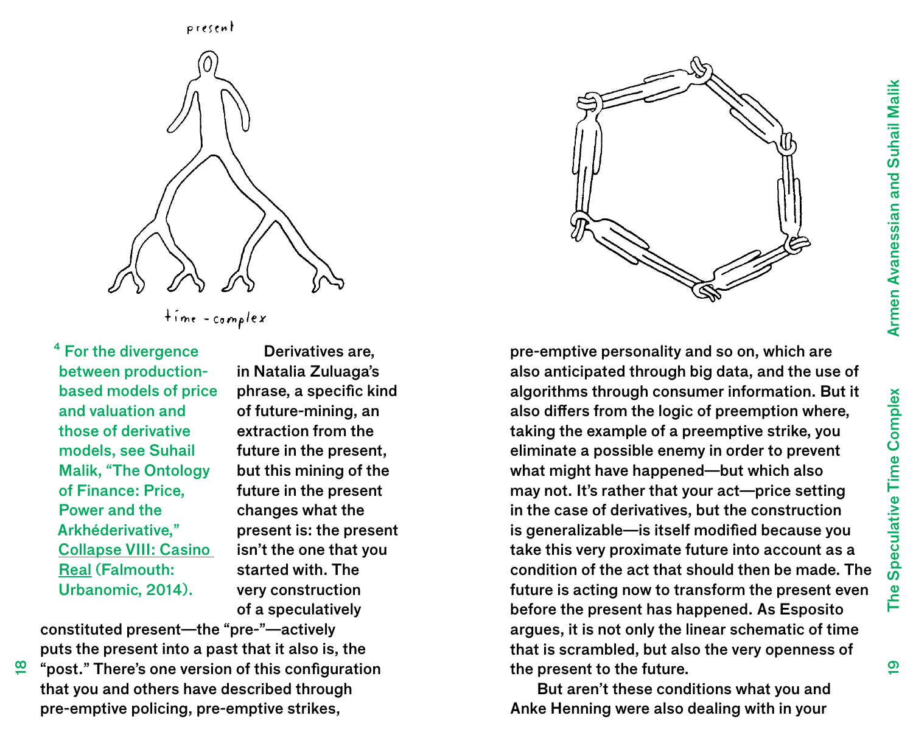present

time-complex

Derivatives are, in Natalia Zuluaga's phrase, a specific kind of future-mining, an extraction from the future in the present, but this mining of the future in the present changes what the present is: the present isn't the one that you started with. The very construction of a speculatively constituted present—the "pre-"—actively puts the present into a past that it also is, the "post." There's one version of this configuration that you and others have described through pre-emptive policing, pre-emptive strikes, pre-emptive personality and so on, which are also anticipated through big data, and the use of algorithms through consumer information. But it also differs from the logic of preemption where, taking the example of a preemptive strike, you eliminate a possible enemy in order to prevent what might have happened—but which also may not. It's rather that your act—price setting in the case of derivatives, but the construction is generalizable—is itself modified because you take this very proximate future into account as a condition of the act that should then be made. The future is acting now to transform the present even before the present has happened. As Esposito argues, it is not only the linear schematic of time that is scrambled, but also the very openness of the present to the future.

But aren't these conditions what you and Anke Henning were also dealing with in your

[4] For the divergence between production-based models of price and valuation and those of derivative models, see Suhail Malik, "The Ontology of Finance: Price, Power and the Arkhéderivative," Collapse VIII: Casino Real (Falmouth: Urbanomic, 2014).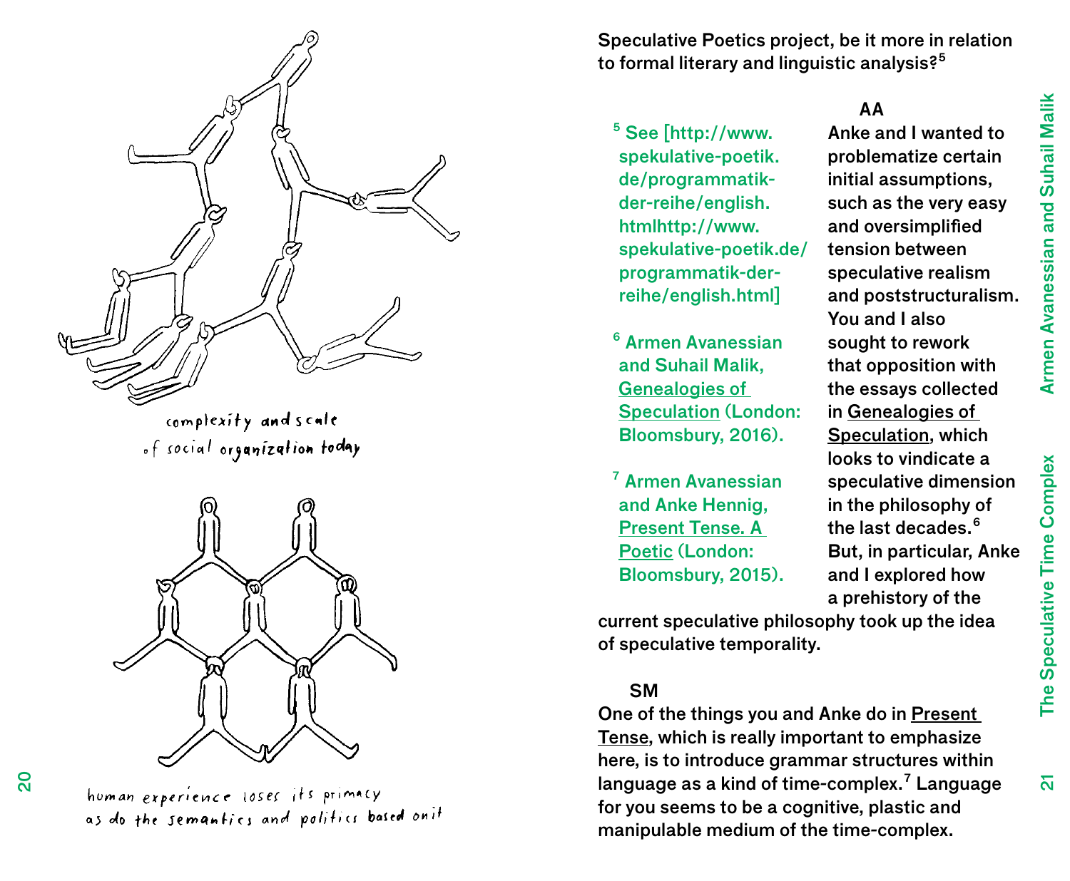Speculative Poetics project, be it more in relation to formal literary and linguistic analysis?[5]

complexity and scale of social organization today

human experience loses its primacy as do the semantics and politics based on it

**AA**

Anke and I wanted to problematize certain initial assumptions, such as the very easy and oversimplified tension between speculative realism and poststructuralism. You and I also sought to rework that opposition with the essays collected in Genealogies of Speculation, which looks to vindicate a speculative dimension in the philosophy of the last decades.[6] But, in particular, Anke and I explored how a prehistory of the current speculative philosophy took up the idea of speculative temporality.

**SM**

One of the things you and Anke do in Present Tense, which is really important to emphasize here, is to introduce grammar structures within language as a kind of time-complex.[7] Language for you seems to be a cognitive, plastic and manipulable medium of the time-complex.

[5] See [http://www.spekulative-poetik.de/programmatik-der-reihe/english.htmlhttp://www.spekulative-poetik.de/programmatik-der-reihe/english.html]

[6] Armen Avanessian and Suhail Malik, Genealogies of Speculation (London: Bloomsbury, 2016).

[7] Armen Avanessian and Anke Hennig, Present Tense. A Poetic (London: Bloomsbury, 2015).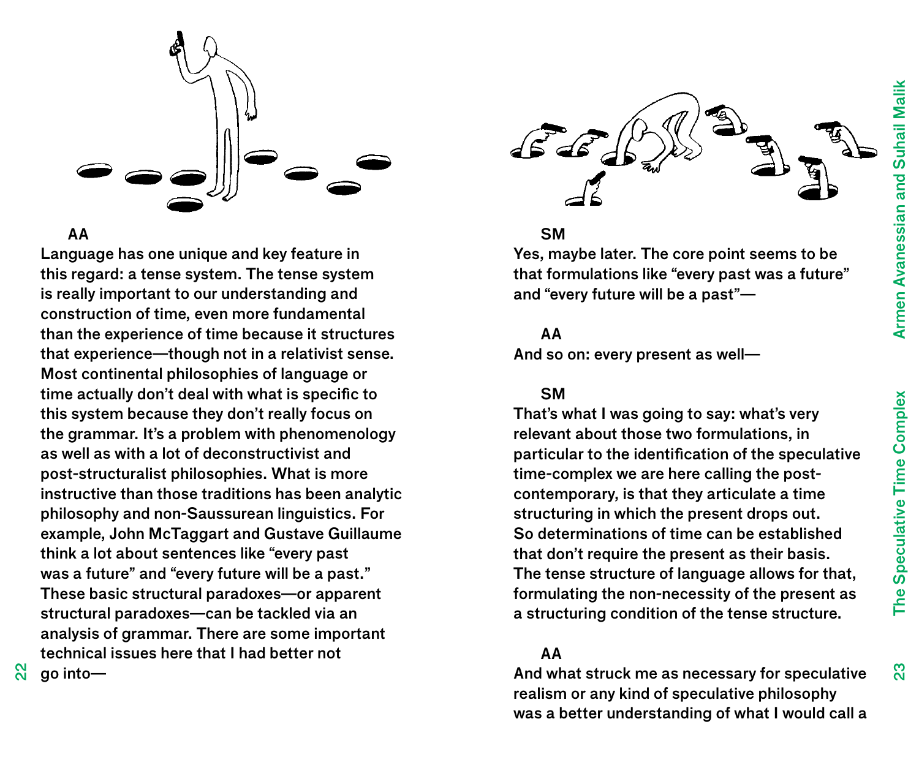**AA**
Language has one unique and key feature in this regard: a tense system. The tense system is really important to our understanding and construction of time, even more fundamental than the experience of time because it structures that experience—though not in a relativist sense. Most continental philosophies of language or time actually don't deal with what is specific to this system because they don't really focus on the grammar. It's a problem with phenomenology as well as with a lot of deconstructivist and post-structuralist philosophies. What is more instructive than those traditions has been analytic philosophy and non-Saussurean linguistics. For example, John McTaggart and Gustave Guillaume think a lot about sentences like "every past was a future" and "every future will be a past." These basic structural paradoxes—or apparent structural paradoxes—can be tackled via an analysis of grammar. There are some important technical issues here that I had better not go into—

**SM**
Yes, maybe later. The core point seems to be that formulations like "every past was a future" and "every future will be a past"—

**AA**
And so on: every present as well—

**SM**
That's what I was going to say: what's very relevant about those two formulations, in particular to the identification of the speculative time-complex we are here calling the post-contemporary, is that they articulate a time structuring in which the present drops out. So determinations of time can be established that don't require the present as their basis. The tense structure of language allows for that, formulating the non-necessity of the present as a structuring condition of the tense structure.

**AA**
And what struck me as necessary for speculative realism or any kind of speculative philosophy was a better understanding of what I would call a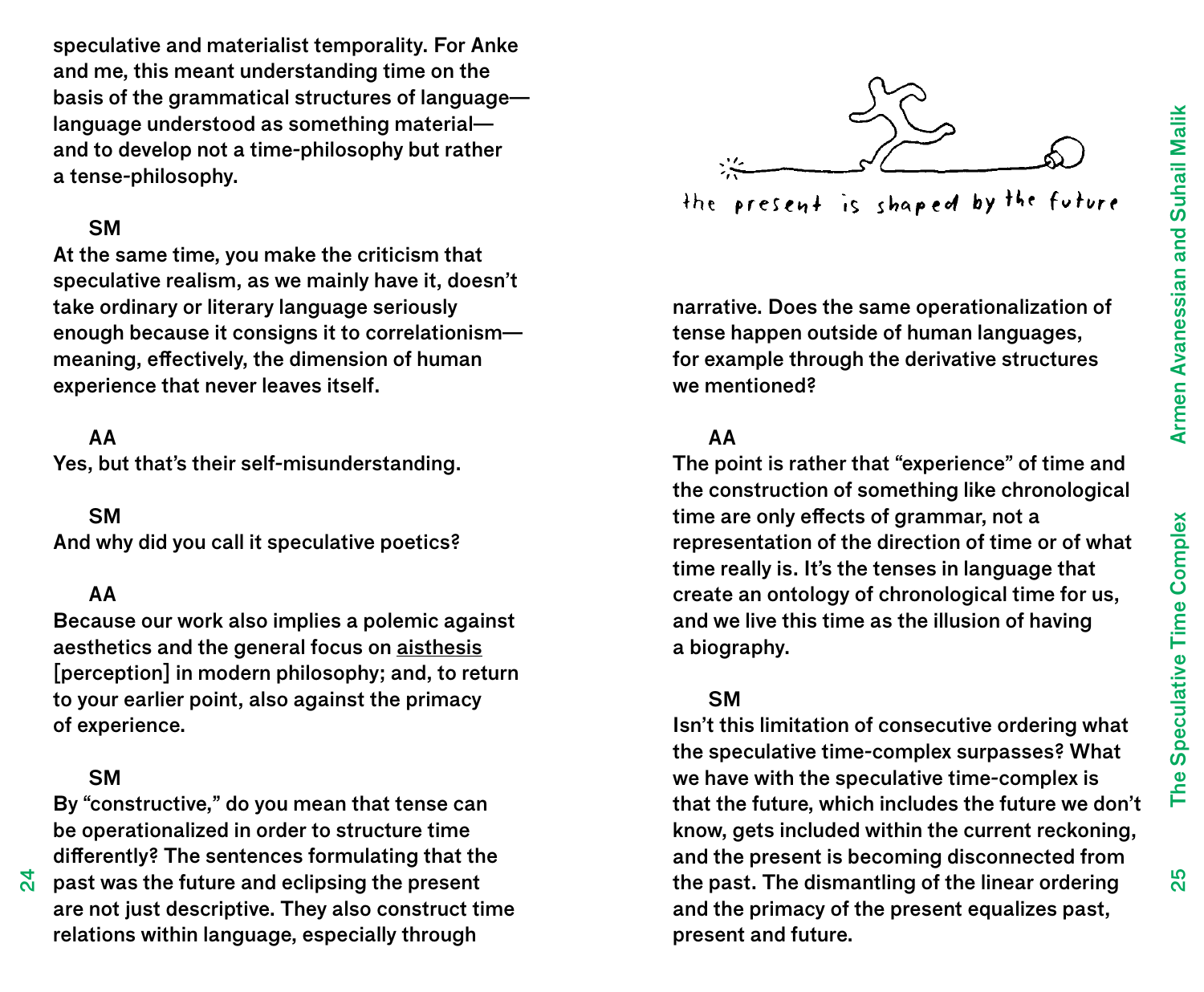speculative and materialist temporality. For Anke and me, this meant understanding time on the basis of the grammatical structures of language—language understood as something material—and to develop not a time-philosophy but rather a tense-philosophy.

**SM**
At the same time, you make the criticism that speculative realism, as we mainly have it, doesn't take ordinary or literary language seriously enough because it consigns it to correlationism—meaning, effectively, the dimension of human experience that never leaves itself.

**AA**
Yes, but that's their self-misunderstanding.

**SM**
And why did you call it speculative poetics?

**AA**
Because our work also implies a polemic against aesthetics and the general focus on aisthesis [perception] in modern philosophy; and, to return to your earlier point, also against the primacy of experience.

**SM**
By "constructive," do you mean that tense can be operationalized in order to structure time differently? The sentences formulating that the past was the future and eclipsing the present are not just descriptive. They also construct time relations within language, especially through narrative. Does the same operationalization of tense happen outside of human languages, for example through the derivative structures we mentioned?

the present is shaped by the future

**AA**
The point is rather that "experience" of time and the construction of something like chronological time are only effects of grammar, not a representation of the direction of time or of what time really is. It's the tenses in language that create an ontology of chronological time for us, and we live this time as the illusion of having a biography.

**SM**
Isn't this limitation of consecutive ordering what the speculative time-complex surpasses? What we have with the speculative time-complex is that the future, which includes the future we don't know, gets included within the current reckoning, and the present is becoming disconnected from the past. The dismantling of the linear ordering and the primacy of the present equalizes past, present and future.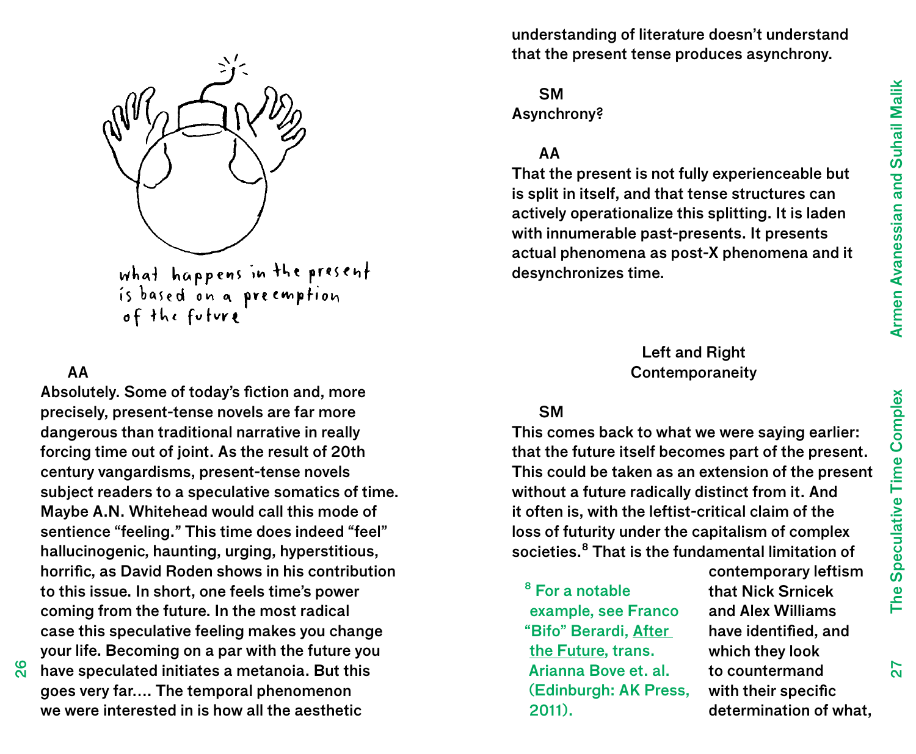what happens in the present is based on a preemption of the future

**AA**
Absolutely. Some of today's fiction and, more precisely, present-tense novels are far more dangerous than traditional narrative in really forcing time out of joint. As the result of 20th century vangardisms, present-tense novels subject readers to a speculative somatics of time. Maybe A.N. Whitehead would call this mode of sentience "feeling." This time does indeed "feel" hallucinogenic, haunting, urging, hyperstitious, horrific, as David Roden shows in his contribution to this issue. In short, one feels time's power coming from the future. In the most radical case this speculative feeling makes you change your life. Becoming on a par with the future you have speculated initiates a metanoia. But this goes very far.… The temporal phenomenon we were interested in is how all the aesthetic understanding of literature doesn't understand that the present tense produces asynchrony.

**SM**
Asynchrony?

**AA**
That the present is not fully experienceable but is split in itself, and that tense structures can actively operationalize this splitting. It is laden with innumerable past-presents. It presents actual phenomena as post-X phenomena and it desynchronizes time.

## Left and Right Contemporaneity

**SM**
This comes back to what we were saying earlier: that the future itself becomes part of the present. This could be taken as an extension of the present without a future radically distinct from it. And it often is, with the leftist-critical claim of the loss of futurity under the capitalism of complex societies.[8] That is the fundamental limitation of contemporary leftism that Nick Srnicek and Alex Williams have identified, and which they look to countermand with their specific determination of what,

[8] For a notable example, see Franco "Bifo" Berardi, After the Future, trans. Arianna Bove et. al. (Edinburgh: AK Press, 2011).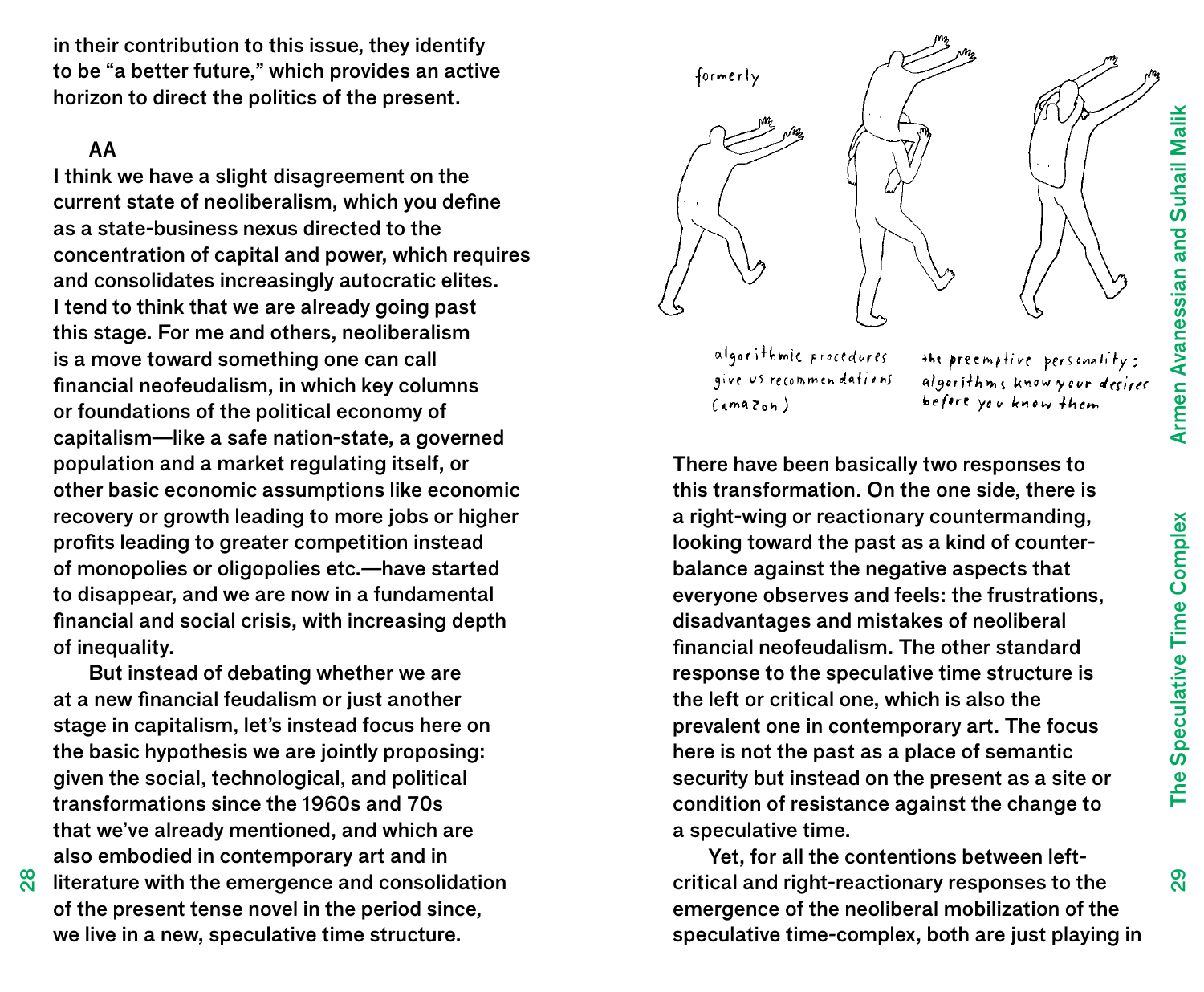in their contribution to this issue, they identify to be "a better future," which provides an active horizon to direct the politics of the present.

**AA**

I think we have a slight disagreement on the current state of neoliberalism, which you define as a state-business nexus directed to the concentration of capital and power, which requires and consolidates increasingly autocratic elites. I tend to think that we are already going past this stage. For me and others, neoliberalism is a move toward something one can call financial neofeudalism, in which key columns or foundations of the political economy of capitalism—like a safe nation-state, a governed population and a market regulating itself, or other basic economic assumptions like economic recovery or growth leading to more jobs or higher profits leading to greater competition instead of monopolies or oligopolies etc.—have started to disappear, and we are now in a fundamental financial and social crisis, with increasing depth of inequality.

But instead of debating whether we are at a new financial feudalism or just another stage in capitalism, let's instead focus here on the basic hypothesis we are jointly proposing: given the social, technological, and political transformations since the 1960s and 70s that we've already mentioned, and which are also embodied in contemporary art and in literature with the emergence and consolidation of the present tense novel in the period since, we live in a new, speculative time structure.

formerly

algorithmic procedures give us recommendations (amazon)

the preemptive personality: algorithms know your desires before you know them

There have been basically two responses to this transformation. On the one side, there is a right-wing or reactionary countermanding, looking toward the past as a kind of counter-balance against the negative aspects that everyone observes and feels: the frustrations, disadvantages and mistakes of neoliberal financial neofeudalism. The other standard response to the speculative time structure is the left or critical one, which is also the prevalent one in contemporary art. The focus here is not the past as a place of semantic security but instead on the present as a site or condition of resistance against the change to a speculative time.

Yet, for all the contentions between left-critical and right-reactionary responses to the emergence of the neoliberal mobilization of the speculative time-complex, both are just playing in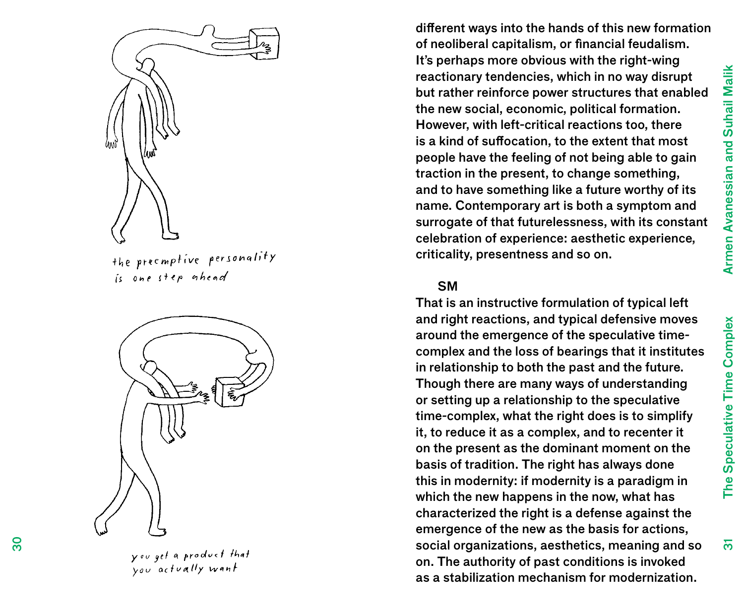the preemptive personality is one step ahead

you get a product that you actually want

different ways into the hands of this new formation of neoliberal capitalism, or financial feudalism. It's perhaps more obvious with the right-wing reactionary tendencies, which in no way disrupt but rather reinforce power structures that enabled the new social, economic, political formation. However, with left-critical reactions too, there is a kind of suffocation, to the extent that most people have the feeling of not being able to gain traction in the present, to change something, and to have something like a future worthy of its name. Contemporary art is both a symptom and surrogate of that futurelessness, with its constant celebration of experience: aesthetic experience, criticality, presentness and so on.

**SM**

That is an instructive formulation of typical left and right reactions, and typical defensive moves around the emergence of the speculative time-complex and the loss of bearings that it institutes in relationship to both the past and the future. Though there are many ways of understanding or setting up a relationship to the speculative time-complex, what the right does is to simplify it, to reduce it as a complex, and to recenter it on the present as the dominant moment on the basis of tradition. The right has always done this in modernity: if modernity is a paradigm in which the new happens in the now, what has characterized the right is a defense against the emergence of the new as the basis for actions, social organizations, aesthetics, meaning and so on. The authority of past conditions is invoked as a stabilization mechanism for modernization.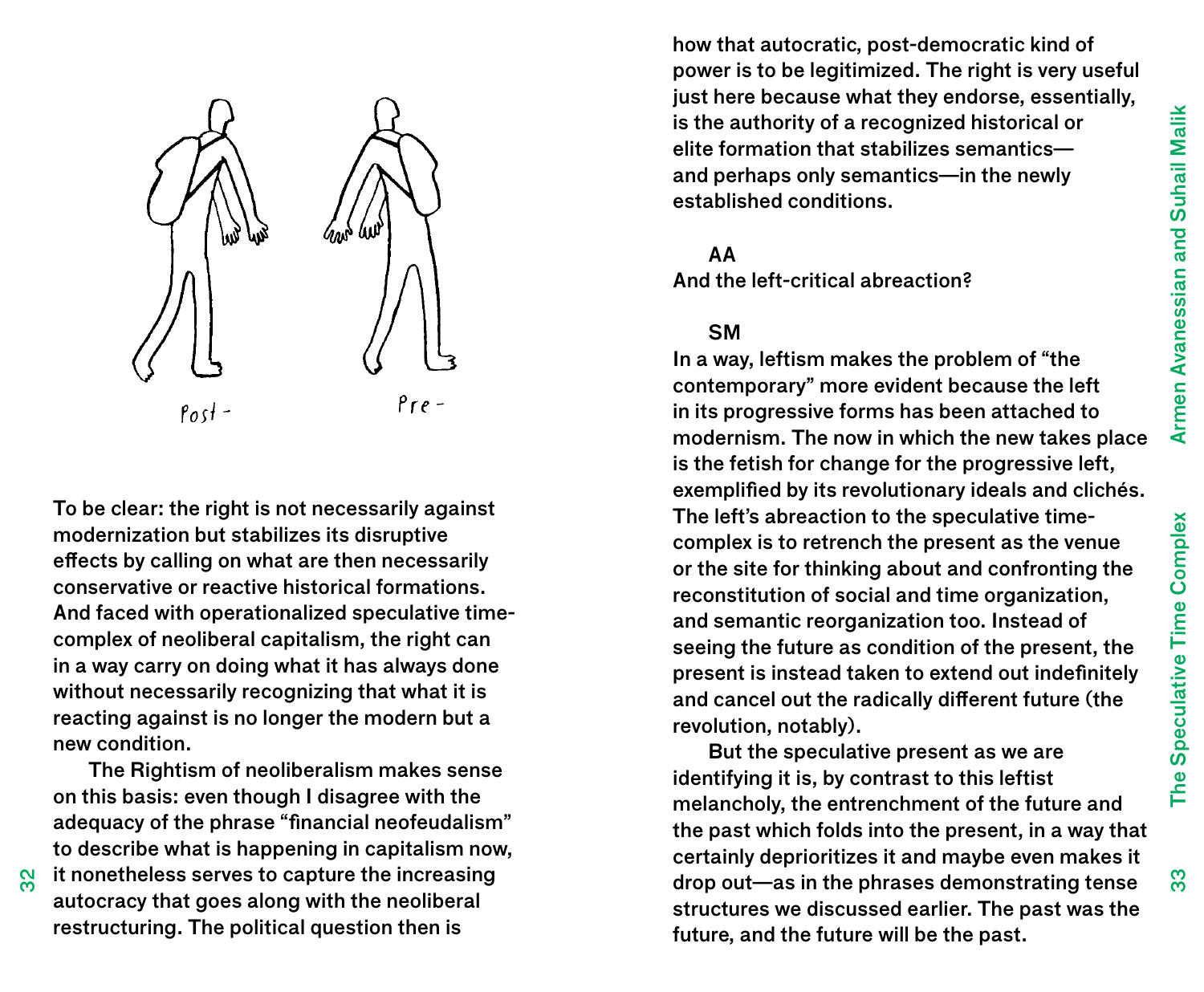To be clear: the right is not necessarily against modernization but stabilizes its disruptive effects by calling on what are then necessarily conservative or reactive historical formations. And faced with operationalized speculative time-complex of neoliberal capitalism, the right can in a way carry on doing what it has always done without necessarily recognizing that what it is reacting against is no longer the modern but a new condition.

The Rightism of neoliberalism makes sense on this basis: even though I disagree with the adequacy of the phrase "financial neofeudalism" to describe what is happening in capitalism now, it nonetheless serves to capture the increasing autocracy that goes along with the neoliberal restructuring. The political question then is how that autocratic, post-democratic kind of power is to be legitimized. The right is very useful just here because what they endorse, essentially, is the authority of a recognized historical or elite formation that stabilizes semantics—and perhaps only semantics—in the newly established conditions.

**AA**
And the left-critical abreaction?

**SM**
In a way, leftism makes the problem of "the contemporary" more evident because the left in its progressive forms has been attached to modernism. The now in which the new takes place is the fetish for change for the progressive left, exemplified by its revolutionary ideals and clichés. The left's abreaction to the speculative time-complex is to retrench the present as the venue or the site for thinking about and confronting the reconstitution of social and time organization, and semantic reorganization too. Instead of seeing the future as condition of the present, the present is instead taken to extend out indefinitely and cancel out the radically different future (the revolution, notably).

But the speculative present as we are identifying it is, by contrast to this leftist melancholy, the entrenchment of the future and the past which folds into the present, in a way that certainly deprioritizes it and maybe even makes it drop out—as in the phrases demonstrating tense structures we discussed earlier. The past was the future, and the future will be the past.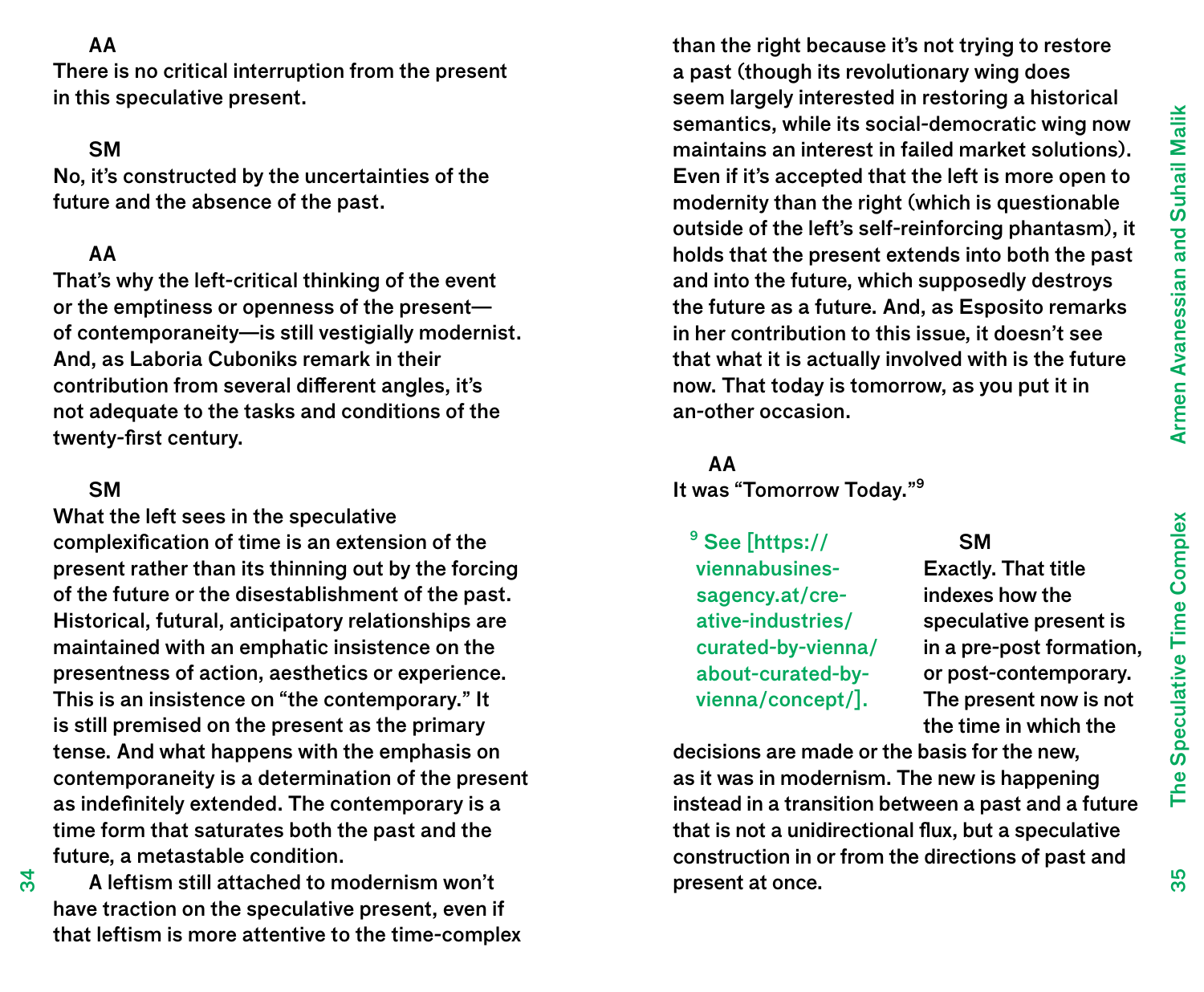**AA**

There is no critical interruption from the present in this speculative present.

**SM**

No, it's constructed by the uncertainties of the future and the absence of the past.

**AA**

That's why the left-critical thinking of the event or the emptiness or openness of the present—of contemporaneity—is still vestigially modernist. And, as Laboria Cuboniks remark in their contribution from several different angles, it's not adequate to the tasks and conditions of the twenty-first century.

**SM**

What the left sees in the speculative complexification of time is an extension of the present rather than its thinning out by the forcing of the future or the disestablishment of the past. Historical, futural, anticipatory relationships are maintained with an emphatic insistence on the presentness of action, aesthetics or experience. This is an insistence on "the contemporary." It is still premised on the present as the primary tense. And what happens with the emphasis on contemporaneity is a determination of the present as indefinitely extended. The contemporary is a time form that saturates both the past and the future, a metastable condition.

A leftism still attached to modernism won't have traction on the speculative present, even if that leftism is more attentive to the time-complex than the right because it's not trying to restore a past (though its revolutionary wing does seem largely interested in restoring a historical semantics, while its social-democratic wing now maintains an interest in failed market solutions). Even if it's accepted that the left is more open to modernity than the right (which is questionable outside of the left's self-reinforcing phantasm), it holds that the present extends into both the past and into the future, which supposedly destroys the future as a future. And, as Esposito remarks in her contribution to this issue, it doesn't see that what it is actually involved with is the future now. That today is tomorrow, as you put it in an-other occasion.

**AA**

It was "Tomorrow Today."[9]

**SM**

Exactly. That title indexes how the speculative present is in a pre-post formation, or post-contemporary. The present now is not the time in which the decisions are made or the basis for the new, as it was in modernism. The new is happening instead in a transition between a past and a future that is not a unidirectional flux, but a speculative construction in or from the directions of past and present at once.

[9] See [https://viennabusinessagency.at/creative-industries/curated-by-vienna/about-curated-by-vienna/concept/].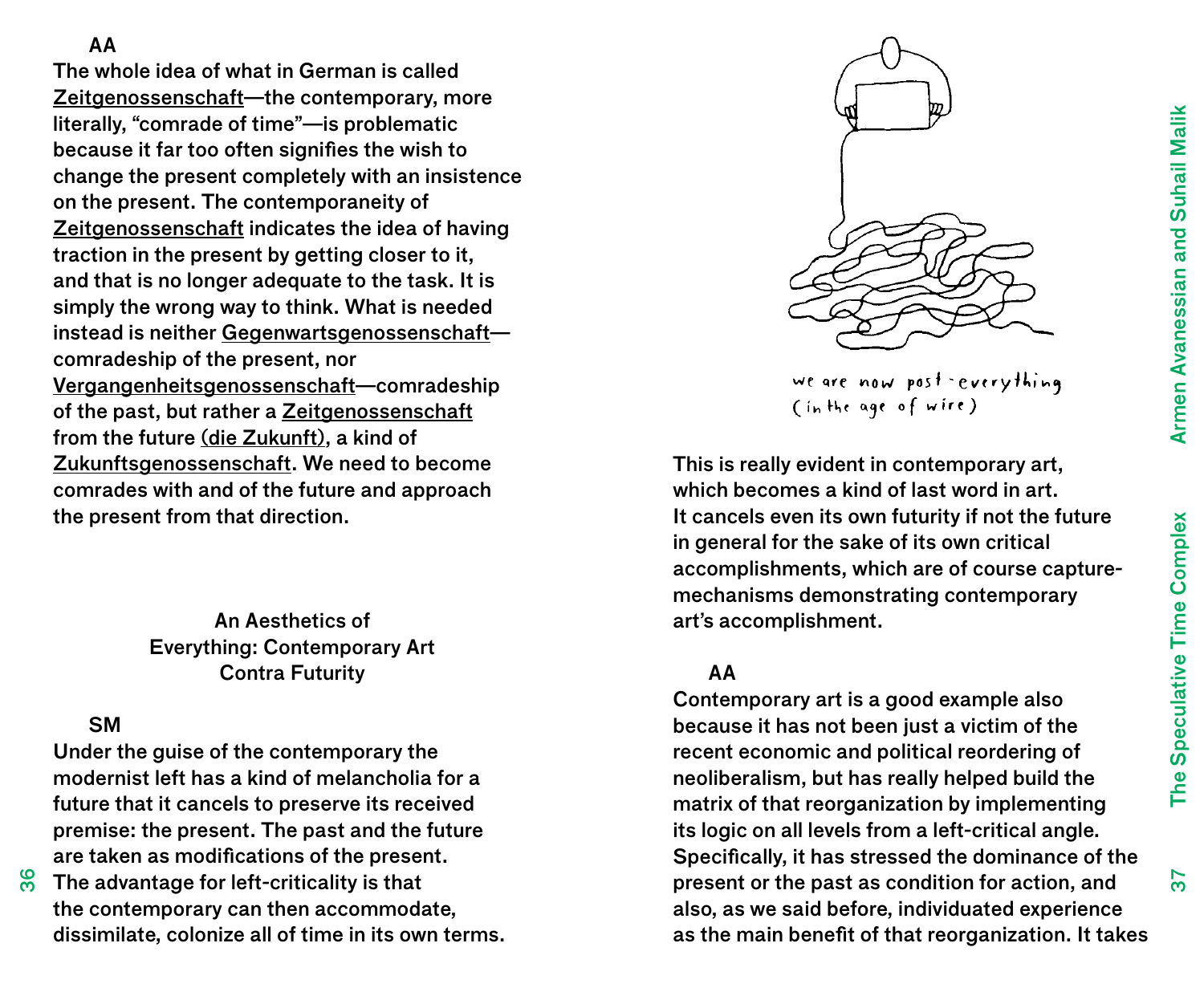**AA**

The whole idea of what in German is called Zeitgenossenschaft—the contemporary, more literally, "comrade of time"—is problematic because it far too often signifies the wish to change the present completely with an insistence on the present. The contemporaneity of Zeitgenossenschaft indicates the idea of having traction in the present by getting closer to it, and that is no longer adequate to the task. It is simply the wrong way to think. What is needed instead is neither Gegenwartsgenossenschaft—comradeship of the present, nor Vergangenheitsgenossenschaft—comradeship of the past, but rather a Zeitgenossenschaft from the future (die Zukunft), a kind of Zukunftsgenossenschaft. We need to become comrades with and of the future and approach the present from that direction.

## An Aesthetics of Everything: Contemporary Art Contra Futurity

**SM**

Under the guise of the contemporary the modernist left has a kind of melancholia for a future that it cancels to preserve its received premise: the present. The past and the future are taken as modifications of the present. The advantage for left-criticality is that the contemporary can then accommodate, dissimilate, colonize all of time in its own terms.

we are now post-everything (in the age of wire)

This is really evident in contemporary art, which becomes a kind of last word in art. It cancels even its own futurity if not the future in general for the sake of its own critical accomplishments, which are of course capture-mechanisms demonstrating contemporary art's accomplishment.

**AA**

Contemporary art is a good example also because it has not been just a victim of the recent economic and political reordering of neoliberalism, but has really helped build the matrix of that reorganization by implementing its logic on all levels from a left-critical angle. Specifically, it has stressed the dominance of the present or the past as condition for action, and also, as we said before, individuated experience as the main benefit of that reorganization. It takes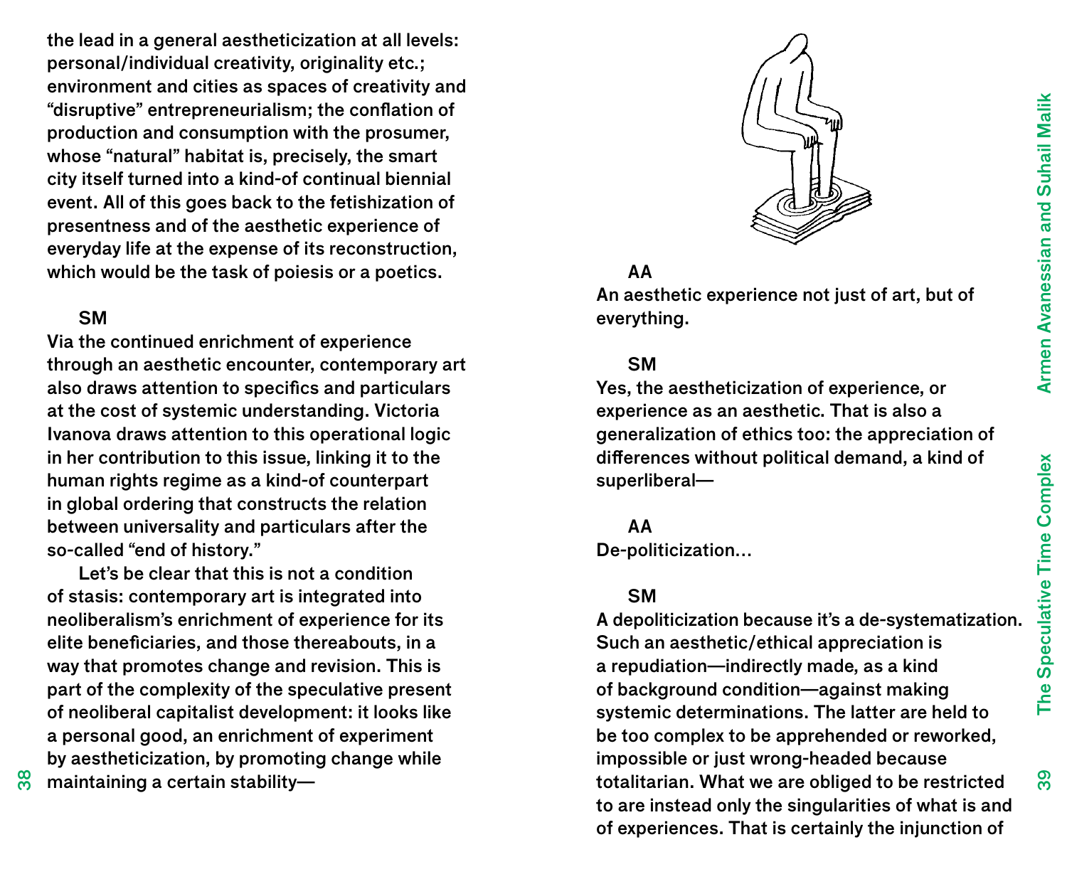the lead in a general aestheticization at all levels: personal/individual creativity, originality etc.; environment and cities as spaces of creativity and "disruptive" entrepreneurialism; the conflation of production and consumption with the prosumer, whose "natural" habitat is, precisely, the smart city itself turned into a kind-of continual biennial event. All of this goes back to the fetishization of presentness and of the aesthetic experience of everyday life at the expense of its reconstruction, which would be the task of poiesis or a poetics.

**SM**
Via the continued enrichment of experience through an aesthetic encounter, contemporary art also draws attention to specifics and particulars at the cost of systemic understanding. Victoria Ivanova draws attention to this operational logic in her contribution to this issue, linking it to the human rights regime as a kind-of counterpart in global ordering that constructs the relation between universality and particulars after the so-called "end of history."

Let's be clear that this is not a condition of stasis: contemporary art is integrated into neoliberalism's enrichment of experience for its elite beneficiaries, and those thereabouts, in a way that promotes change and revision. This is part of the complexity of the speculative present of neoliberal capitalist development: it looks like a personal good, an enrichment of experiment by aestheticization, by promoting change while maintaining a certain stability—

**AA**
An aesthetic experience not just of art, but of everything.

**SM**
Yes, the aestheticization of experience, or experience as an aesthetic. That is also a generalization of ethics too: the appreciation of differences without political demand, a kind of superliberal—

**AA**
De-politicization…

**SM**
A depoliticization because it's a de-systematization. Such an aesthetic/ethical appreciation is a repudiation—indirectly made, as a kind of background condition—against making systemic determinations. The latter are held to be too complex to be apprehended or reworked, impossible or just wrong-headed because totalitarian. What we are obliged to be restricted to are instead only the singularities of what is and of experiences. That is certainly the injunction of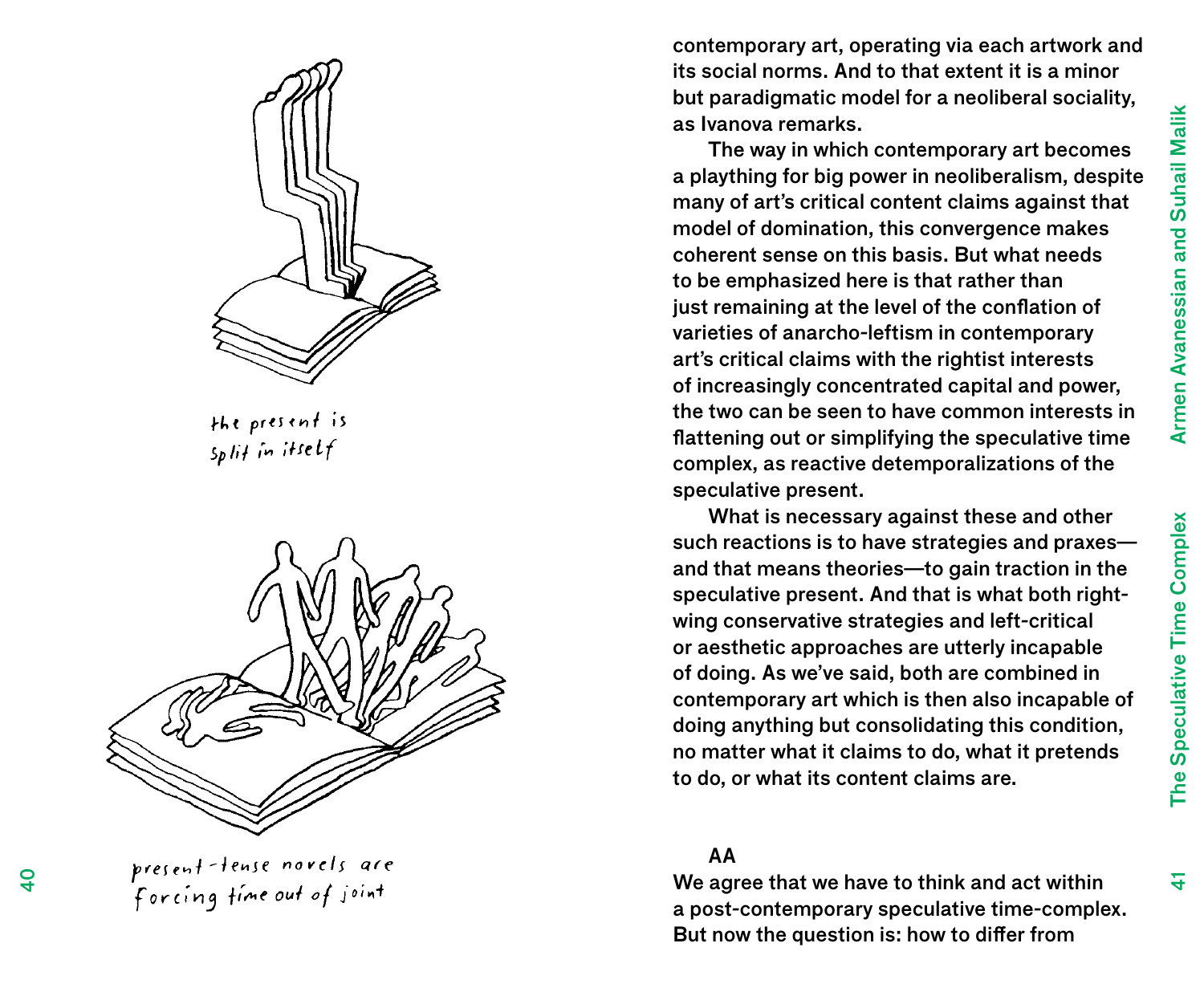*the present is split in itself*

*present-tense novels are forcing time out of joint*

contemporary art, operating via each artwork and its social norms. And to that extent it is a minor but paradigmatic model for a neoliberal sociality, as Ivanova remarks.

The way in which contemporary art becomes a plaything for big power in neoliberalism, despite many of art's critical content claims against that model of domination, this convergence makes coherent sense on this basis. But what needs to be emphasized here is that rather than just remaining at the level of the conflation of varieties of anarcho-leftism in contemporary art's critical claims with the rightist interests of increasingly concentrated capital and power, the two can be seen to have common interests in flattening out or simplifying the speculative time complex, as reactive detemporalizations of the speculative present.

What is necessary against these and other such reactions is to have strategies and praxes—and that means theories—to gain traction in the speculative present. And that is what both right-wing conservative strategies and left-critical or aesthetic approaches are utterly incapable of doing. As we've said, both are combined in contemporary art which is then also incapable of doing anything but consolidating this condition, no matter what it claims to do, what it pretends to do, or what its content claims are.

**AA**
We agree that we have to think and act within a post-contemporary speculative time-complex. But now the question is: how to differ from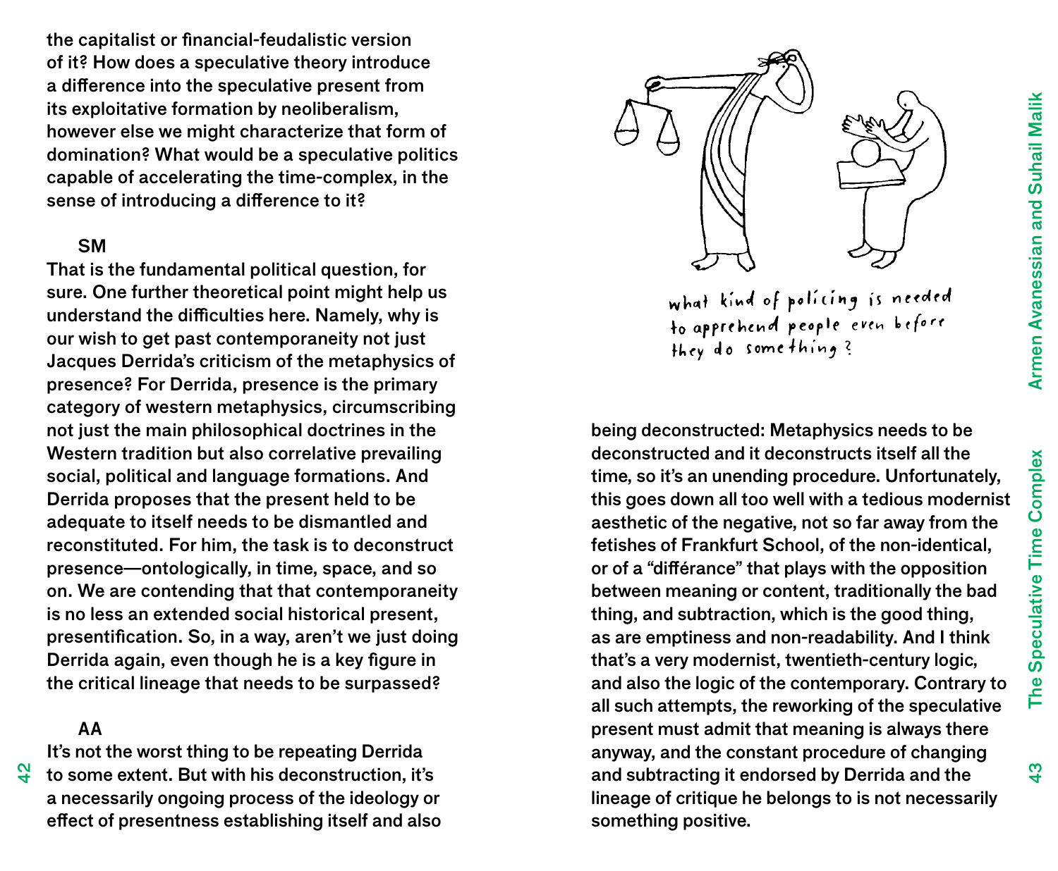the capitalist or financial-feudalistic version of it? How does a speculative theory introduce a difference into the speculative present from its exploitative formation by neoliberalism, however else we might characterize that form of domination? What would be a speculative politics capable of accelerating the time-complex, in the sense of introducing a difference to it?

**SM**

That is the fundamental political question, for sure. One further theoretical point might help us understand the difficulties here. Namely, why is our wish to get past contemporaneity not just Jacques Derrida's criticism of the metaphysics of presence? For Derrida, presence is the primary category of western metaphysics, circumscribing not just the main philosophical doctrines in the Western tradition but also correlative prevailing social, political and language formations. And Derrida proposes that the present held to be adequate to itself needs to be dismantled and reconstituted. For him, the task is to deconstruct presence—ontologically, in time, space, and so on. We are contending that that contemporaneity is no less an extended social historical present, presentification. So, in a way, aren't we just doing Derrida again, even though he is a key figure in the critical lineage that needs to be surpassed?

**AA**

It's not the worst thing to be repeating Derrida to some extent. But with his deconstruction, it's a necessarily ongoing process of the ideology or effect of presentness establishing itself and also being deconstructed: Metaphysics needs to be deconstructed and it deconstructs itself all the time, so it's an unending procedure. Unfortunately, this goes down all too well with a tedious modernist aesthetic of the negative, not so far away from the fetishes of Frankfurt School, of the non-identical, or of a "différance" that plays with the opposition between meaning or content, traditionally the bad thing, and subtraction, which is the good thing, as are emptiness and non-readability. And I think that's a very modernist, twentieth-century logic, and also the logic of the contemporary. Contrary to all such attempts, the reworking of the speculative present must admit that meaning is always there anyway, and the constant procedure of changing and subtracting it endorsed by Derrida and the lineage of critique he belongs to is not necessarily something positive.

what kind of policing is needed to apprehend people even before they do something?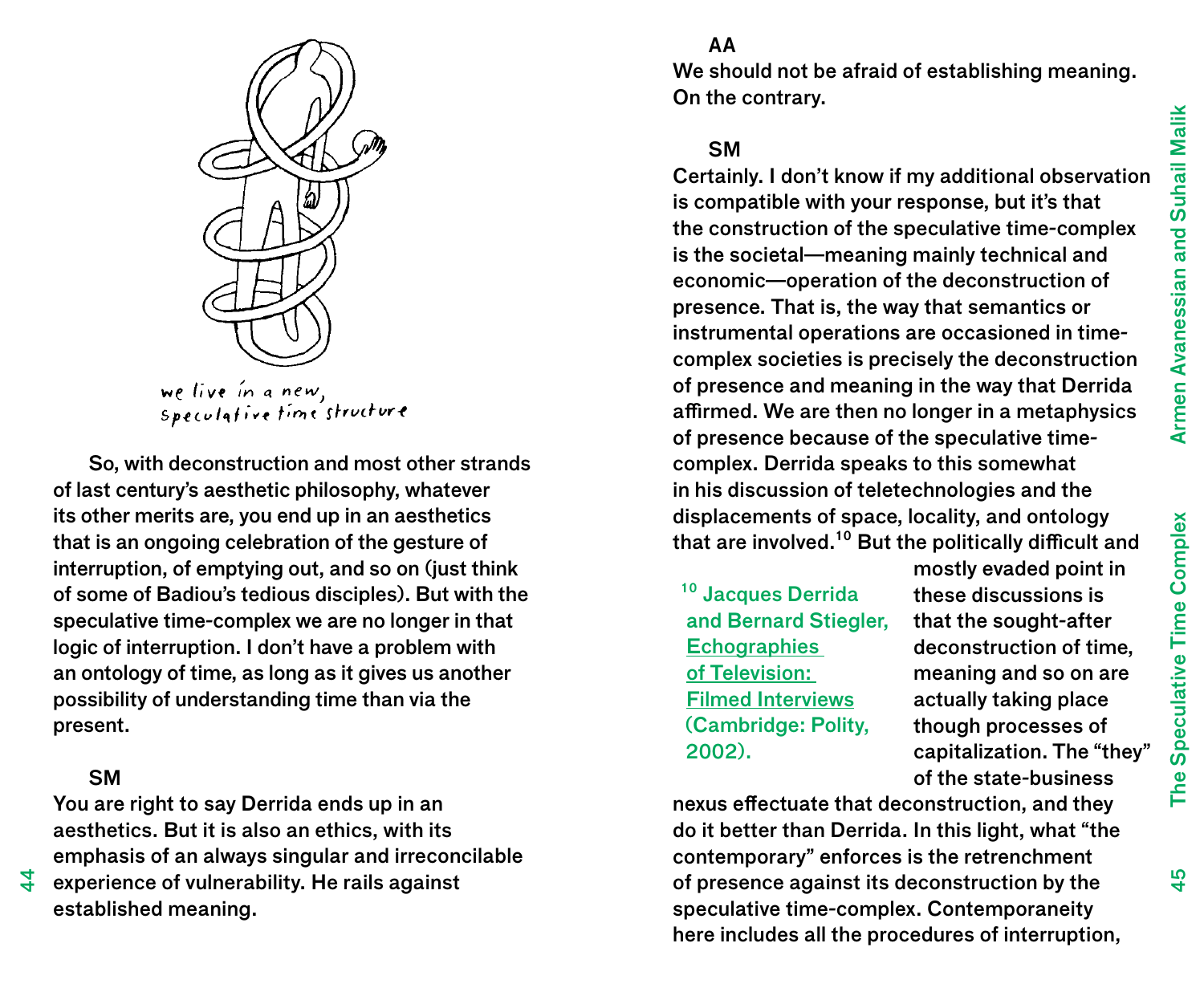we live in a new, speculative time structure

So, with deconstruction and most other strands of last century's aesthetic philosophy, whatever its other merits are, you end up in an aesthetics that is an ongoing celebration of the gesture of interruption, of emptying out, and so on (just think of some of Badiou's tedious disciples). But with the speculative time-complex we are no longer in that logic of interruption. I don't have a problem with an ontology of time, as long as it gives us another possibility of understanding time than via the present.

**SM**

You are right to say Derrida ends up in an aesthetics. But it is also an ethics, with its emphasis of an always singular and irreconcilable experience of vulnerability. He rails against established meaning.

**AA**

We should not be afraid of establishing meaning. On the contrary.

**SM**

Certainly. I don't know if my additional observation is compatible with your response, but it's that the construction of the speculative time-complex is the societal—meaning mainly technical and economic—operation of the deconstruction of presence. That is, the way that semantics or instrumental operations are occasioned in time-complex societies is precisely the deconstruction of presence and meaning in the way that Derrida affirmed. We are then no longer in a metaphysics of presence because of the speculative time-complex. Derrida speaks to this somewhat in his discussion of teletechnologies and the displacements of space, locality, and ontology that are involved.[10] But the politically difficult and mostly evaded point in these discussions is that the sought-after deconstruction of time, meaning and so on are actually taking place though processes of capitalization. The "they" of the state-business nexus effectuate that deconstruction, and they do it better than Derrida. In this light, what "the contemporary" enforces is the retrenchment of presence against its deconstruction by the speculative time-complex. Contemporaneity here includes all the procedures of interruption,

[10] Jacques Derrida and Bernard Stiegler, Echographies of Television: Filmed Interviews (Cambridge: Polity, 2002).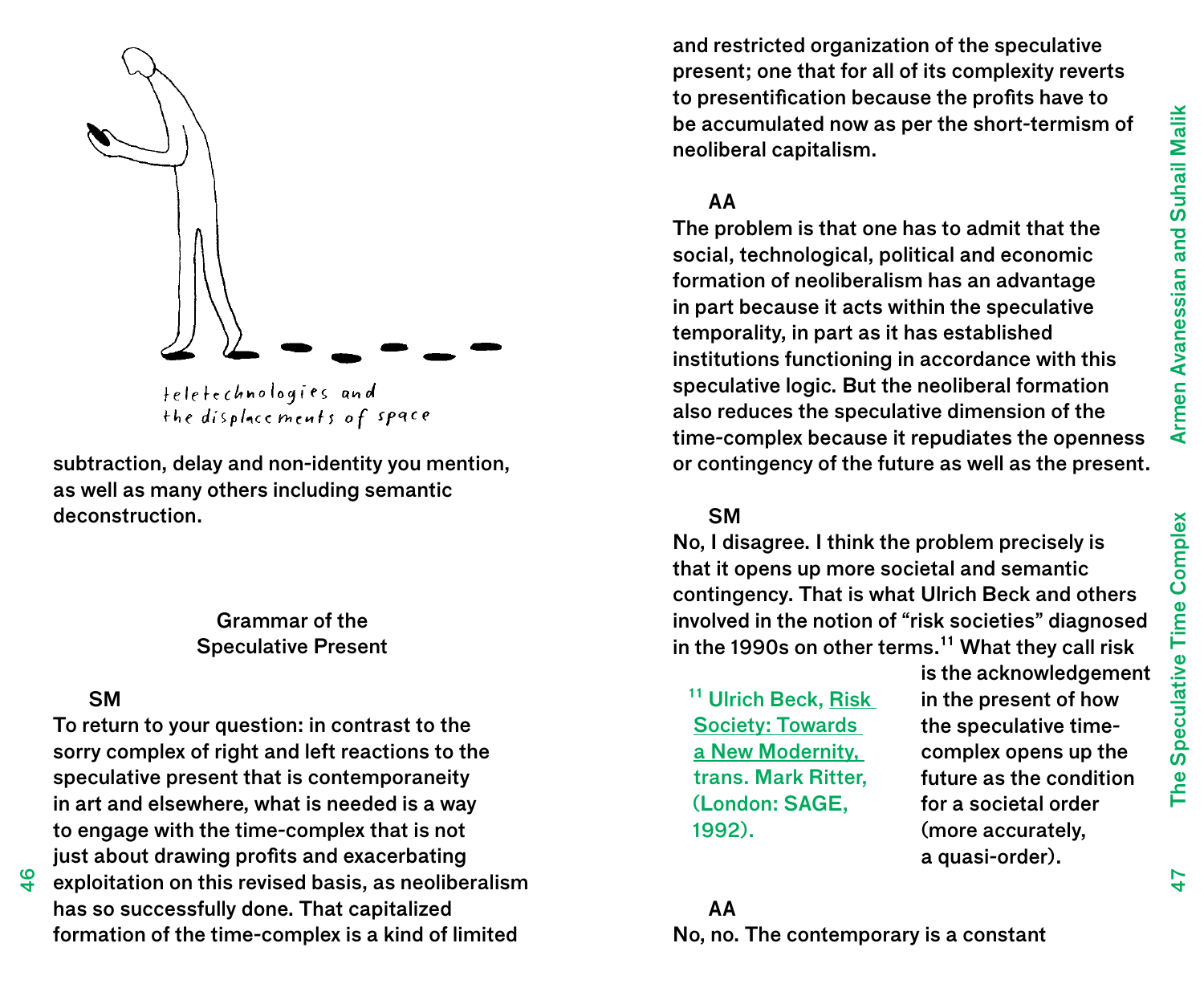teletechnologies and
the displacements of space

subtraction, delay and non-identity you mention, as well as many others including semantic deconstruction.

## Grammar of the Speculative Present

**SM**
To return to your question: in contrast to the sorry complex of right and left reactions to the speculative present that is contemporaneity in art and elsewhere, what is needed is a way to engage with the time-complex that is not just about drawing profits and exacerbating exploitation on this revised basis, as neoliberalism has so successfully done. That capitalized formation of the time-complex is a kind of limited and restricted organization of the speculative present; one that for all of its complexity reverts to presentification because the profits have to be accumulated now as per the short-termism of neoliberal capitalism.

**AA**
The problem is that one has to admit that the social, technological, political and economic formation of neoliberalism has an advantage in part because it acts within the speculative temporality, in part as it has established institutions functioning in accordance with this speculative logic. But the neoliberal formation also reduces the speculative dimension of the time-complex because it repudiates the openness or contingency of the future as well as the present.

**SM**
No, I disagree. I think the problem precisely is that it opens up more societal and semantic contingency. That is what Ulrich Beck and others involved in the notion of "risk societies" diagnosed in the 1990s on other terms.[11] What they call risk is the acknowledgement in the present of how the speculative time-complex opens up the future as the condition for a societal order (more accurately, a quasi-order).

[11] Ulrich Beck, Risk Society: Towards a New Modernity, trans. Mark Ritter, (London: SAGE, 1992).

**AA**
No, no. The contemporary is a constant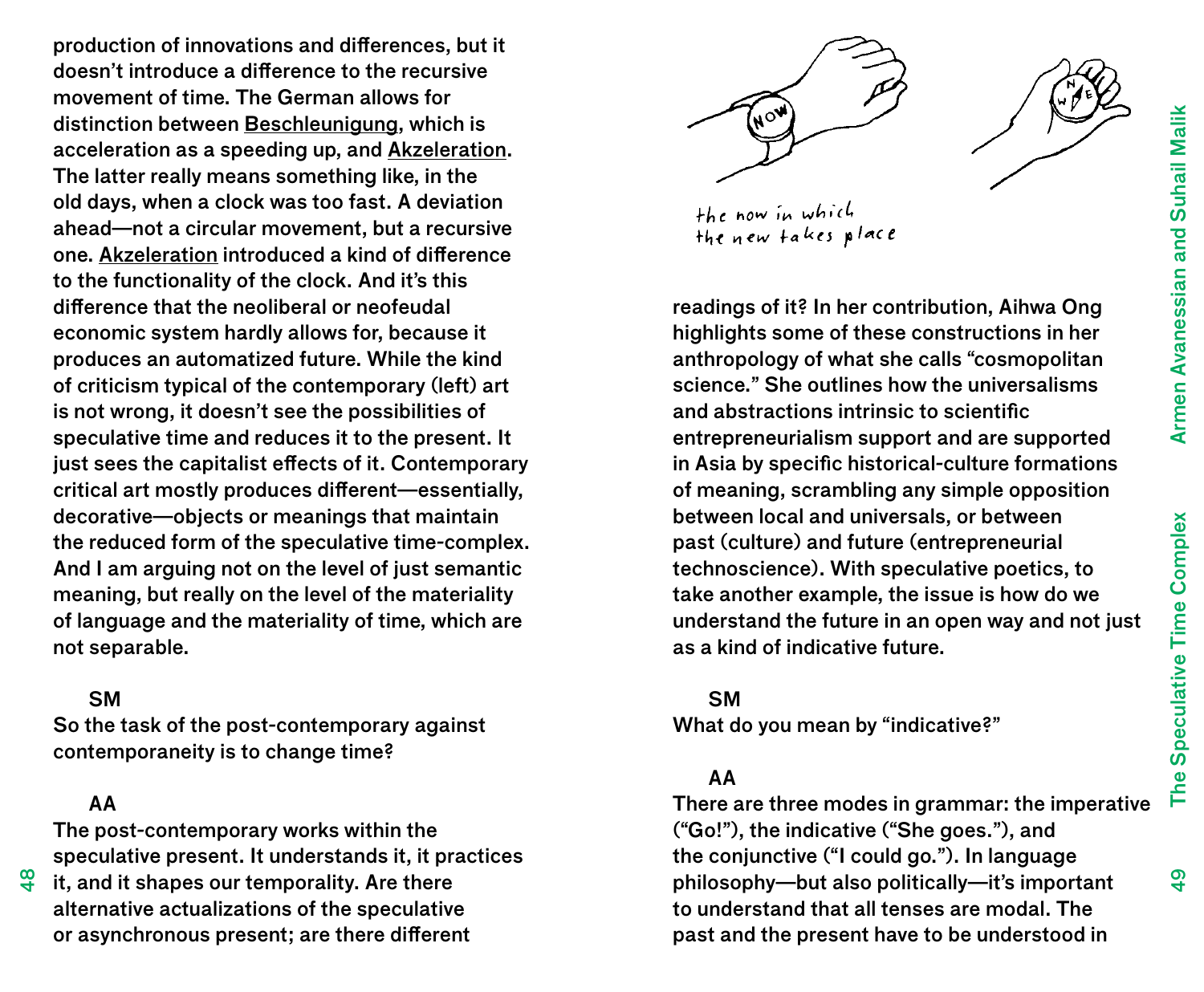production of innovations and differences, but it doesn't introduce a difference to the recursive movement of time. The German allows for distinction between Beschleunigung, which is acceleration as a speeding up, and Akzeleration. The latter really means something like, in the old days, when a clock was too fast. A deviation ahead—not a circular movement, but a recursive one. Akzeleration introduced a kind of difference to the functionality of the clock. And it's this difference that the neoliberal or neofeudal economic system hardly allows for, because it produces an automatized future. While the kind of criticism typical of the contemporary (left) art is not wrong, it doesn't see the possibilities of speculative time and reduces it to the present. It just sees the capitalist effects of it. Contemporary critical art mostly produces different—essentially, decorative—objects or meanings that maintain the reduced form of the speculative time-complex. And I am arguing not on the level of just semantic meaning, but really on the level of the materiality of language and the materiality of time, which are not separable.

**SM**

So the task of the post-contemporary against contemporaneity is to change time?

**AA**

The post-contemporary works within the speculative present. It understands it, it practices it, and it shapes our temporality. Are there alternative actualizations of the speculative or asynchronous present; are there different readings of it? In her contribution, Aihwa Ong highlights some of these constructions in her anthropology of what she calls "cosmopolitan science." She outlines how the universalisms and abstractions intrinsic to scientific entrepreneurialism support and are supported in Asia by specific historical-culture formations of meaning, scrambling any simple opposition between local and universals, or between past (culture) and future (entrepreneurial technoscience). With speculative poetics, to take another example, the issue is how do we understand the future in an open way and not just as a kind of indicative future.

*the now in which the new takes place*

**SM**

What do you mean by "indicative?"

**AA**

There are three modes in grammar: the imperative ("Go!"), the indicative ("She goes."), and the conjunctive ("I could go."). In language philosophy—but also politically—it's important to understand that all tenses are modal. The past and the present have to be understood in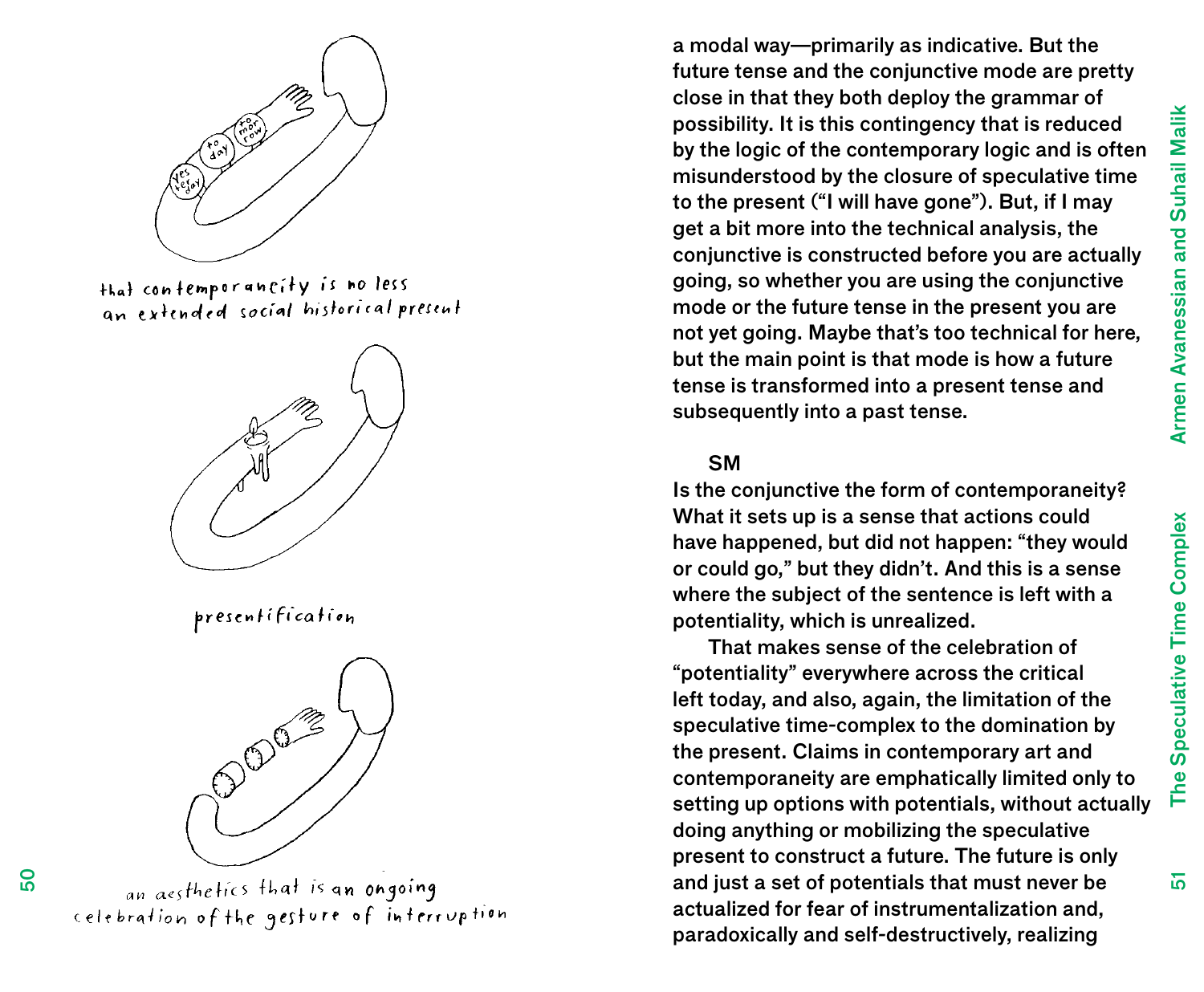that contemporaneity is no less an extended social historical present

presentification

an aesthetics that is an ongoing celebration of the gesture of interruption

a modal way—primarily as indicative. But the future tense and the conjunctive mode are pretty close in that they both deploy the grammar of possibility. It is this contingency that is reduced by the logic of the contemporary logic and is often misunderstood by the closure of speculative time to the present ("I will have gone"). But, if I may get a bit more into the technical analysis, the conjunctive is constructed before you are actually going, so whether you are using the conjunctive mode or the future tense in the present you are not yet going. Maybe that's too technical for here, but the main point is that mode is how a future tense is transformed into a present tense and subsequently into a past tense.

SM

Is the conjunctive the form of contemporaneity? What it sets up is a sense that actions could have happened, but did not happen: "they would or could go," but they didn't. And this is a sense where the subject of the sentence is left with a potentiality, which is unrealized.

That makes sense of the celebration of "potentiality" everywhere across the critical left today, and also, again, the limitation of the speculative time-complex to the domination by the present. Claims in contemporary art and contemporaneity are emphatically limited only to setting up options with potentials, without actually doing anything or mobilizing the speculative present to construct a future. The future is only and just a set of potentials that must never be actualized for fear of instrumentalization and, paradoxically and self-destructively, realizing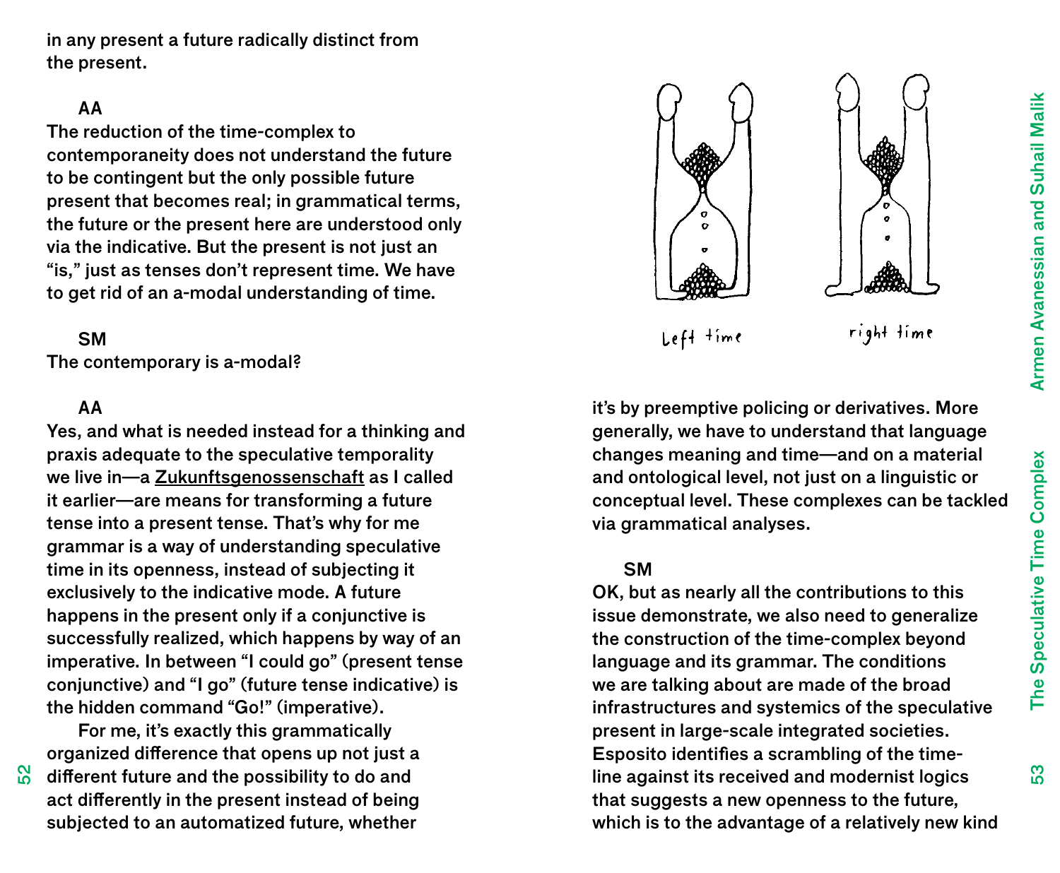in any present a future radically distinct from the present.

**AA**
The reduction of the time-complex to contemporaneity does not understand the future to be contingent but the only possible future present that becomes real; in grammatical terms, the future or the present here are understood only via the indicative. But the present is not just an "is," just as tenses don't represent time. We have to get rid of an a-modal understanding of time.

**SM**
The contemporary is a-modal?

**AA**
Yes, and what is needed instead for a thinking and praxis adequate to the speculative temporality we live in—a Zukunftsgenossenschaft as I called it earlier—are means for transforming a future tense into a present tense. That's why for me grammar is a way of understanding speculative time in its openness, instead of subjecting it exclusively to the indicative mode. A future happens in the present only if a conjunctive is successfully realized, which happens by way of an imperative. In between "I could go" (present tense conjunctive) and "I go" (future tense indicative) is the hidden command "Go!" (imperative).

For me, it's exactly this grammatically organized difference that opens up not just a different future and the possibility to do and act differently in the present instead of being subjected to an automatized future, whether it's by preemptive policing or derivatives. More generally, we have to understand that language changes meaning and time—and on a material and ontological level, not just on a linguistic or conceptual level. These complexes can be tackled via grammatical analyses.

Left time    right time

**SM**
OK, but as nearly all the contributions to this issue demonstrate, we also need to generalize the construction of the time-complex beyond language and its grammar. The conditions we are talking about are made of the broad infrastructures and systemics of the speculative present in large-scale integrated societies. Esposito identifies a scrambling of the time-line against its received and modernist logics that suggests a new openness to the future, which is to the advantage of a relatively new kind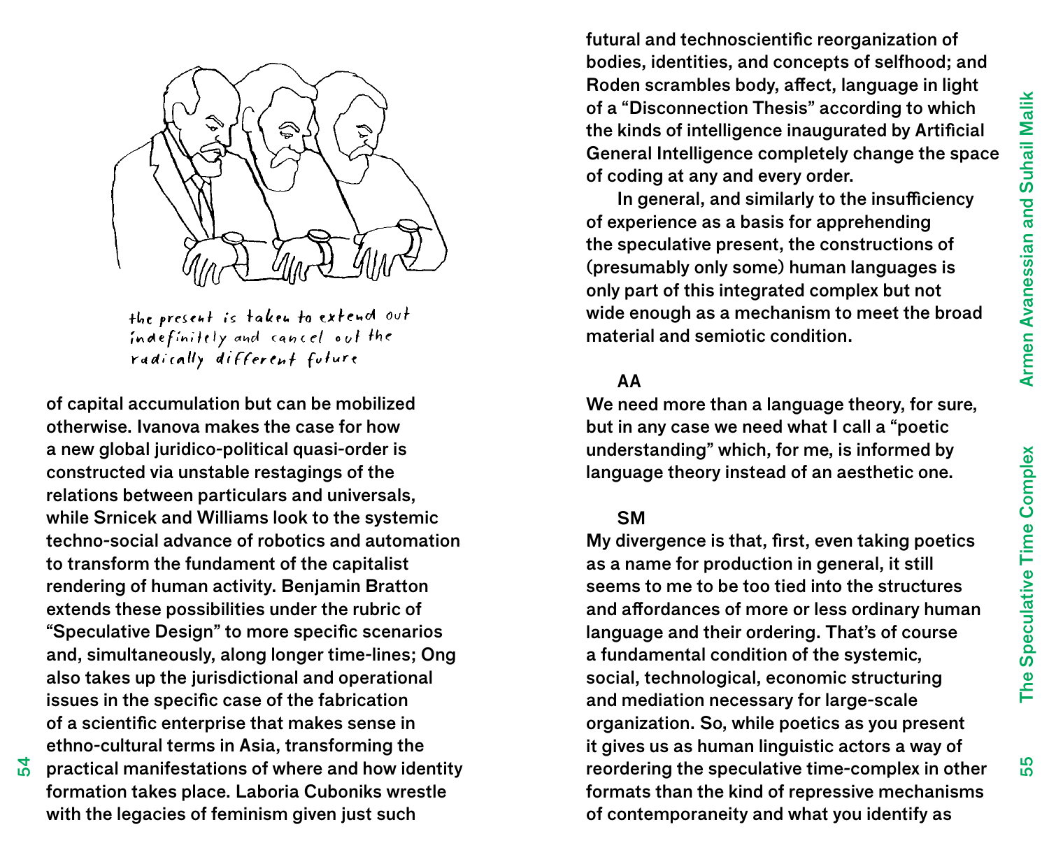the present is taken to extend out indefinitely and cancel out the radically different future

of capital accumulation but can be mobilized otherwise. Ivanova makes the case for how a new global juridico-political quasi-order is constructed via unstable restagings of the relations between particulars and universals, while Srnicek and Williams look to the systemic techno-social advance of robotics and automation to transform the fundament of the capitalist rendering of human activity. Benjamin Bratton extends these possibilities under the rubric of "Speculative Design" to more specific scenarios and, simultaneously, along longer time-lines; Ong also takes up the jurisdictional and operational issues in the specific case of the fabrication of a scientific enterprise that makes sense in ethno-cultural terms in Asia, transforming the practical manifestations of where and how identity formation takes place. Laboria Cuboniks wrestle with the legacies of feminism given just such futural and technoscientific reorganization of bodies, identities, and concepts of selfhood; and Roden scrambles body, affect, language in light of a "Disconnection Thesis" according to which the kinds of intelligence inaugurated by Artificial General Intelligence completely change the space of coding at any and every order.

In general, and similarly to the insufficiency of experience as a basis for apprehending the speculative present, the constructions of (presumably only some) human languages is only part of this integrated complex but not wide enough as a mechanism to meet the broad material and semiotic condition.

**AA**
We need more than a language theory, for sure, but in any case we need what I call a "poetic understanding" which, for me, is informed by language theory instead of an aesthetic one.

**SM**
My divergence is that, first, even taking poetics as a name for production in general, it still seems to me to be too tied into the structures and affordances of more or less ordinary human language and their ordering. That's of course a fundamental condition of the systemic, social, technological, economic structuring and mediation necessary for large-scale organization. So, while poetics as you present it gives us as human linguistic actors a way of reordering the speculative time-complex in other formats than the kind of repressive mechanisms of contemporaneity and what you identify as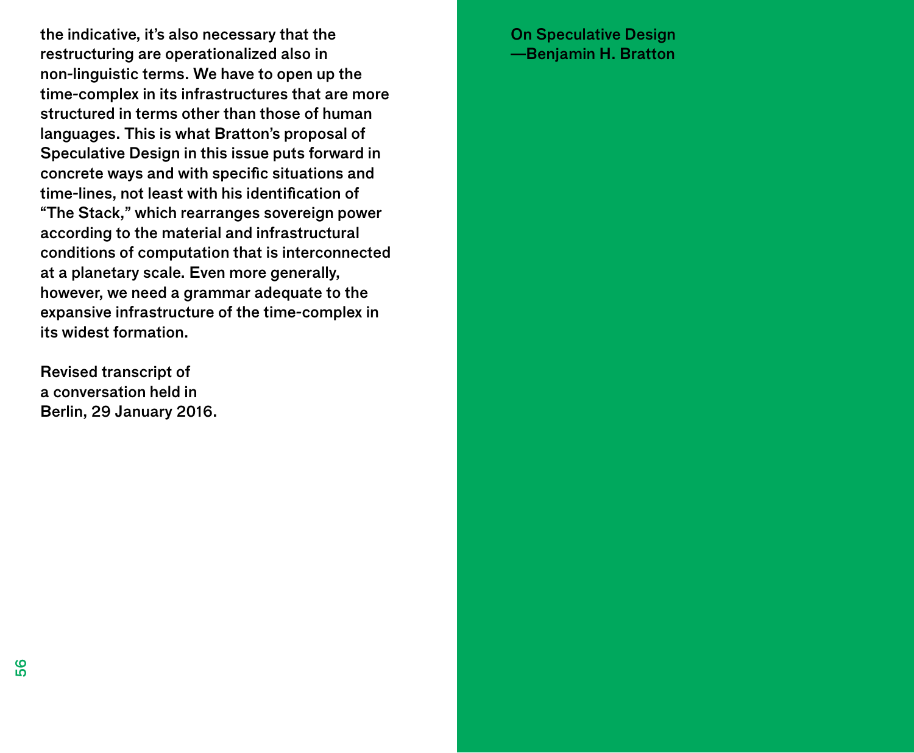the indicative, it's also necessary that the restructuring are operationalized also in non-linguistic terms. We have to open up the time-complex in its infrastructures that are more structured in terms other than those of human languages. This is what Bratton's proposal of Speculative Design in this issue puts forward in concrete ways and with specific situations and time-lines, not least with his identification of "The Stack," which rearranges sovereign power according to the material and infrastructural conditions of computation that is interconnected at a planetary scale. Even more generally, however, we need a grammar adequate to the expansive infrastructure of the time-complex in its widest formation.

Revised transcript of
a conversation held in
Berlin, 29 January 2016.

On Speculative Design
—Benjamin H. Bratton